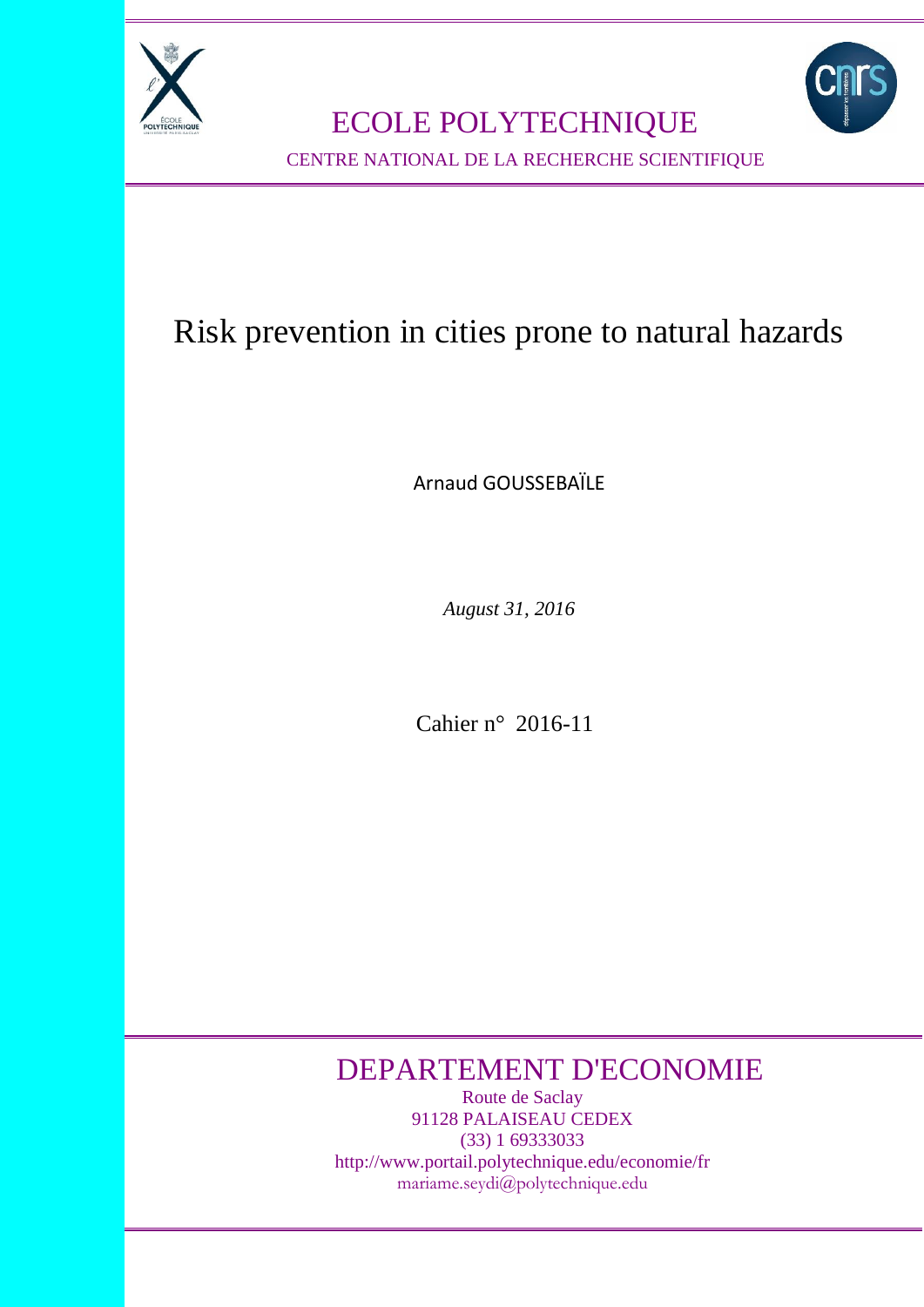# ECOLE POLYTECHNIQUE

CENTRE NATIONAL DE LA RECHERCHE SCIENTIFIQUE

# Risk prevention in cities prone to natural hazards

Arnaud GOUSSEBAÏLE

*August 31, 2016*

Cahier n° 2016-11

## DEPARTEMENT D'ECONOMIE

Route de Saclay
91128 PALAISEAU CEDEX
(33) 1 69333033
http://www.portail.polytechnique.edu/economie/fr
mariame.seydi@polytechnique.edu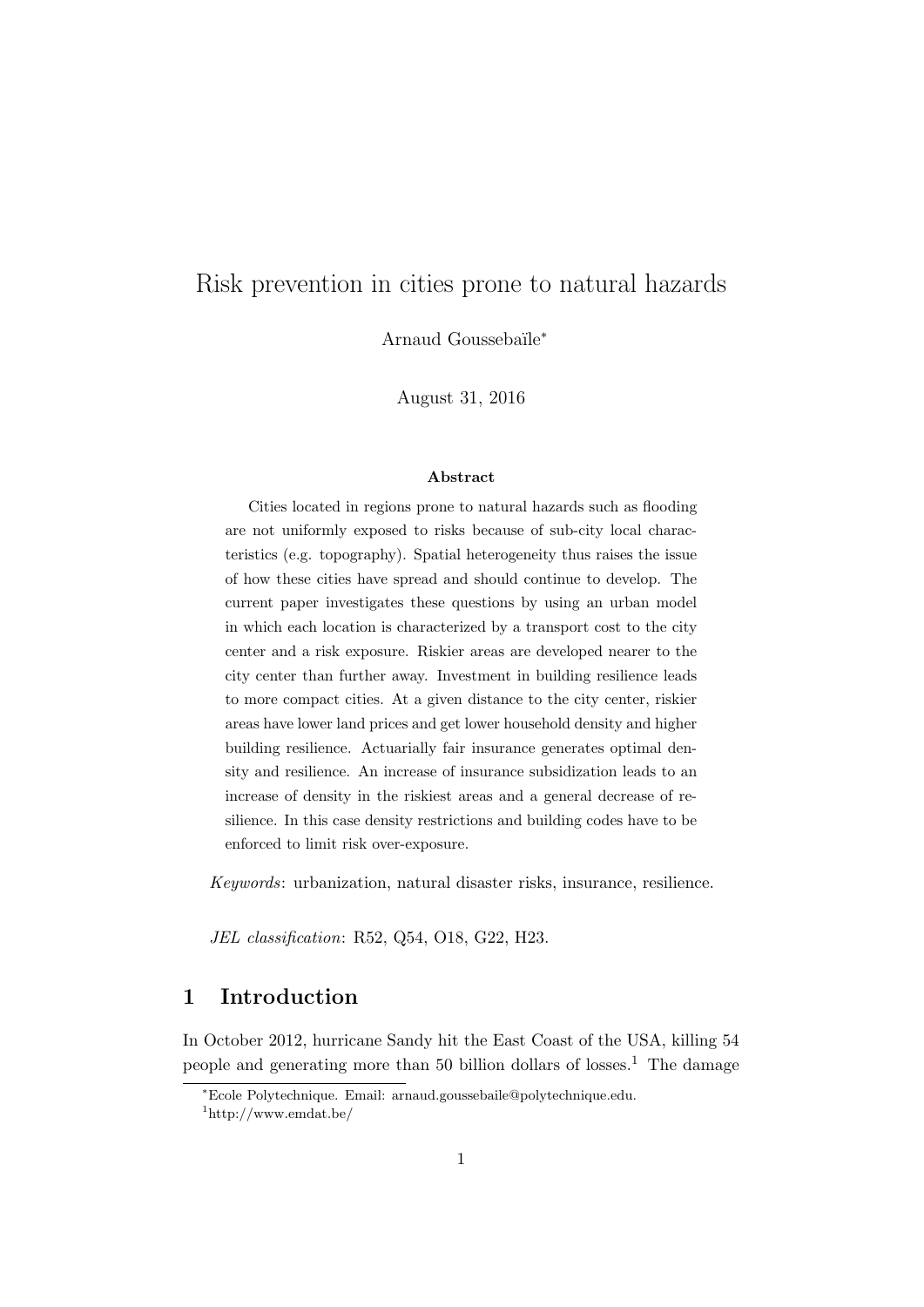# Risk prevention in cities prone to natural hazards

Arnaud Goussebaïle*

August 31, 2016

**Abstract**

Cities located in regions prone to natural hazards such as flooding are not uniformly exposed to risks because of sub-city local characteristics (e.g. topography). Spatial heterogeneity thus raises the issue of how these cities have spread and should continue to develop. The current paper investigates these questions by using an urban model in which each location is characterized by a transport cost to the city center and a risk exposure. Riskier areas are developed nearer to the city center than further away. Investment in building resilience leads to more compact cities. At a given distance to the city center, riskier areas have lower land prices and get lower household density and higher building resilience. Actuarially fair insurance generates optimal density and resilience. An increase of insurance subsidization leads to an increase of density in the riskiest areas and a general decrease of resilience. In this case density restrictions and building codes have to be enforced to limit risk over-exposure.

*Keywords*: urbanization, natural disaster risks, insurance, resilience.

*JEL classification*: R52, Q54, O18, G22, H23.

## 1 Introduction

In October 2012, hurricane Sandy hit the East Coast of the USA, killing 54 people and generating more than 50 billion dollars of losses.[1] The damage

*Ecole Polytechnique. Email: arnaud.goussebaile@polytechnique.edu.

[1] http://www.emdat.be/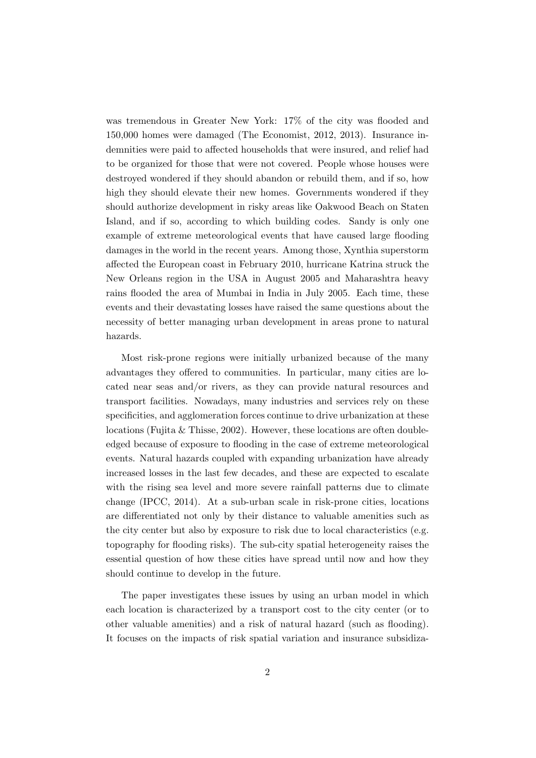was tremendous in Greater New York: 17% of the city was flooded and 150,000 homes were damaged (The Economist, 2012, 2013). Insurance indemnities were paid to affected households that were insured, and relief had to be organized for those that were not covered. People whose houses were destroyed wondered if they should abandon or rebuild them, and if so, how high they should elevate their new homes. Governments wondered if they should authorize development in risky areas like Oakwood Beach on Staten Island, and if so, according to which building codes. Sandy is only one example of extreme meteorological events that have caused large flooding damages in the world in the recent years. Among those, Xynthia superstorm affected the European coast in February 2010, hurricane Katrina struck the New Orleans region in the USA in August 2005 and Maharashtra heavy rains flooded the area of Mumbai in India in July 2005. Each time, these events and their devastating losses have raised the same questions about the necessity of better managing urban development in areas prone to natural hazards.

Most risk-prone regions were initially urbanized because of the many advantages they offered to communities. In particular, many cities are located near seas and/or rivers, as they can provide natural resources and transport facilities. Nowadays, many industries and services rely on these specificities, and agglomeration forces continue to drive urbanization at these locations (Fujita & Thisse, 2002). However, these locations are often double-edged because of exposure to flooding in the case of extreme meteorological events. Natural hazards coupled with expanding urbanization have already increased losses in the last few decades, and these are expected to escalate with the rising sea level and more severe rainfall patterns due to climate change (IPCC, 2014). At a sub-urban scale in risk-prone cities, locations are differentiated not only by their distance to valuable amenities such as the city center but also by exposure to risk due to local characteristics (e.g. topography for flooding risks). The sub-city spatial heterogeneity raises the essential question of how these cities have spread until now and how they should continue to develop in the future.

The paper investigates these issues by using an urban model in which each location is characterized by a transport cost to the city center (or to other valuable amenities) and a risk of natural hazard (such as flooding). It focuses on the impacts of risk spatial variation and insurance subsidiza-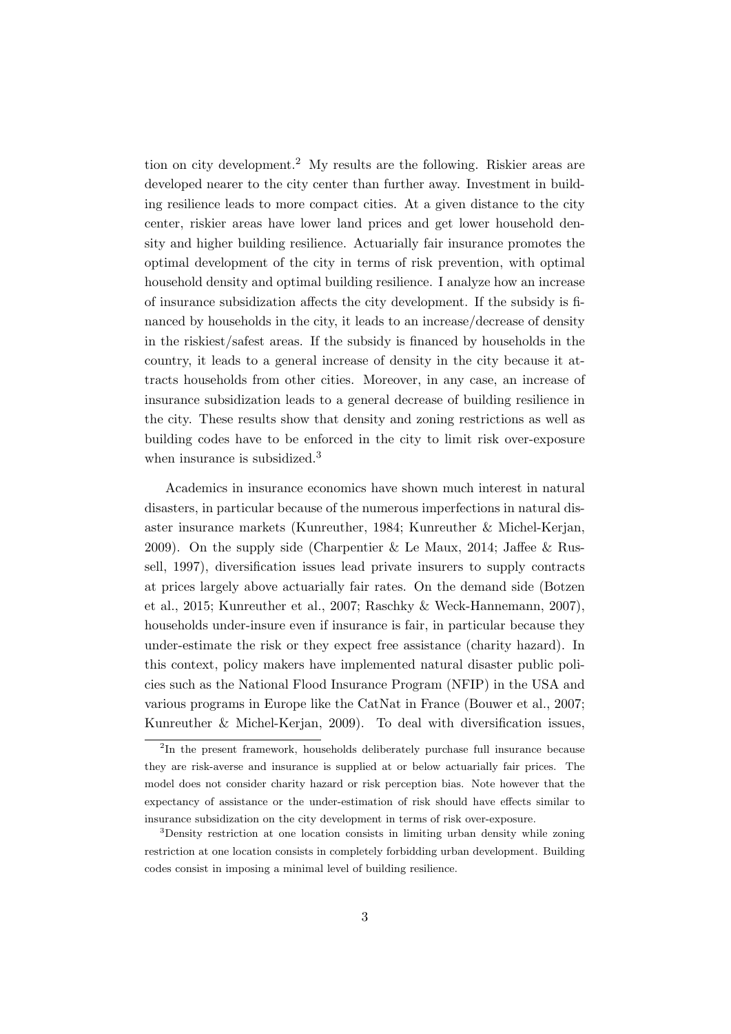tion on city development.[2] My results are the following. Riskier areas are developed nearer to the city center than further away. Investment in building resilience leads to more compact cities. At a given distance to the city center, riskier areas have lower land prices and get lower household density and higher building resilience. Actuarially fair insurance promotes the optimal development of the city in terms of risk prevention, with optimal household density and optimal building resilience. I analyze how an increase of insurance subsidization affects the city development. If the subsidy is financed by households in the city, it leads to an increase/decrease of density in the riskiest/safest areas. If the subsidy is financed by households in the country, it leads to a general increase of density in the city because it attracts households from other cities. Moreover, in any case, an increase of insurance subsidization leads to a general decrease of building resilience in the city. These results show that density and zoning restrictions as well as building codes have to be enforced in the city to limit risk over-exposure when insurance is subsidized.[3]

Academics in insurance economics have shown much interest in natural disasters, in particular because of the numerous imperfections in natural disaster insurance markets (Kunreuther, 1984; Kunreuther & Michel-Kerjan, 2009). On the supply side (Charpentier & Le Maux, 2014; Jaffee & Russell, 1997), diversification issues lead private insurers to supply contracts at prices largely above actuarially fair rates. On the demand side (Botzen et al., 2015; Kunreuther et al., 2007; Raschky & Weck-Hannemann, 2007), households under-insure even if insurance is fair, in particular because they under-estimate the risk or they expect free assistance (charity hazard). In this context, policy makers have implemented natural disaster public policies such as the National Flood Insurance Program (NFIP) in the USA and various programs in Europe like the CatNat in France (Bouwer et al., 2007; Kunreuther & Michel-Kerjan, 2009). To deal with diversification issues,

[2] In the present framework, households deliberately purchase full insurance because they are risk-averse and insurance is supplied at or below actuarially fair prices. The model does not consider charity hazard or risk perception bias. Note however that the expectancy of assistance or the under-estimation of risk should have effects similar to insurance subsidization on the city development in terms of risk over-exposure.

[3] Density restriction at one location consists in limiting urban density while zoning restriction at one location consists in completely forbidding urban development. Building codes consist in imposing a minimal level of building resilience.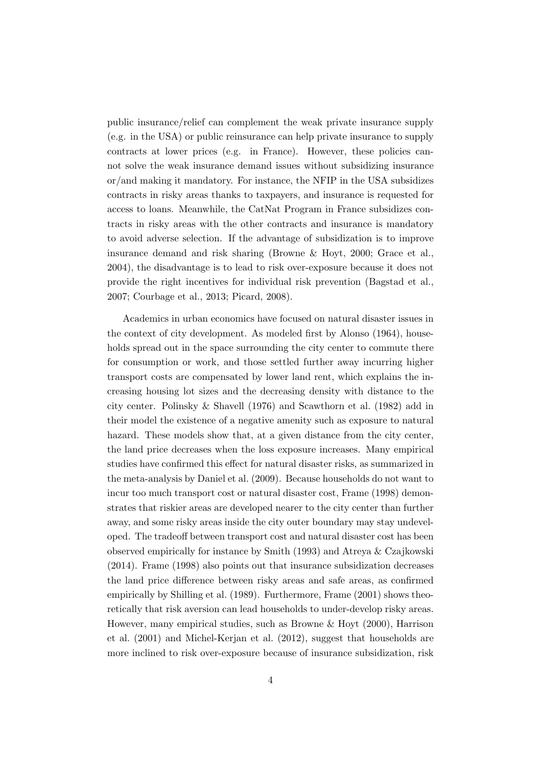public insurance/relief can complement the weak private insurance supply (e.g. in the USA) or public reinsurance can help private insurance to supply contracts at lower prices (e.g. in France). However, these policies cannot solve the weak insurance demand issues without subsidizing insurance or/and making it mandatory. For instance, the NFIP in the USA subsidizes contracts in risky areas thanks to taxpayers, and insurance is requested for access to loans. Meanwhile, the CatNat Program in France subsidizes contracts in risky areas with the other contracts and insurance is mandatory to avoid adverse selection. If the advantage of subsidization is to improve insurance demand and risk sharing (Browne & Hoyt, 2000; Grace et al., 2004), the disadvantage is to lead to risk over-exposure because it does not provide the right incentives for individual risk prevention (Bagstad et al., 2007; Courbage et al., 2013; Picard, 2008).

Academics in urban economics have focused on natural disaster issues in the context of city development. As modeled first by Alonso (1964), households spread out in the space surrounding the city center to commute there for consumption or work, and those settled further away incurring higher transport costs are compensated by lower land rent, which explains the increasing housing lot sizes and the decreasing density with distance to the city center. Polinsky & Shavell (1976) and Scawthorn et al. (1982) add in their model the existence of a negative amenity such as exposure to natural hazard. These models show that, at a given distance from the city center, the land price decreases when the loss exposure increases. Many empirical studies have confirmed this effect for natural disaster risks, as summarized in the meta-analysis by Daniel et al. (2009). Because households do not want to incur too much transport cost or natural disaster cost, Frame (1998) demonstrates that riskier areas are developed nearer to the city center than further away, and some risky areas inside the city outer boundary may stay undeveloped. The tradeoff between transport cost and natural disaster cost has been observed empirically for instance by Smith (1993) and Atreya & Czajkowski (2014). Frame (1998) also points out that insurance subsidization decreases the land price difference between risky areas and safe areas, as confirmed empirically by Shilling et al. (1989). Furthermore, Frame (2001) shows theoretically that risk aversion can lead households to under-develop risky areas. However, many empirical studies, such as Browne & Hoyt (2000), Harrison et al. (2001) and Michel-Kerjan et al. (2012), suggest that households are more inclined to risk over-exposure because of insurance subsidization, risk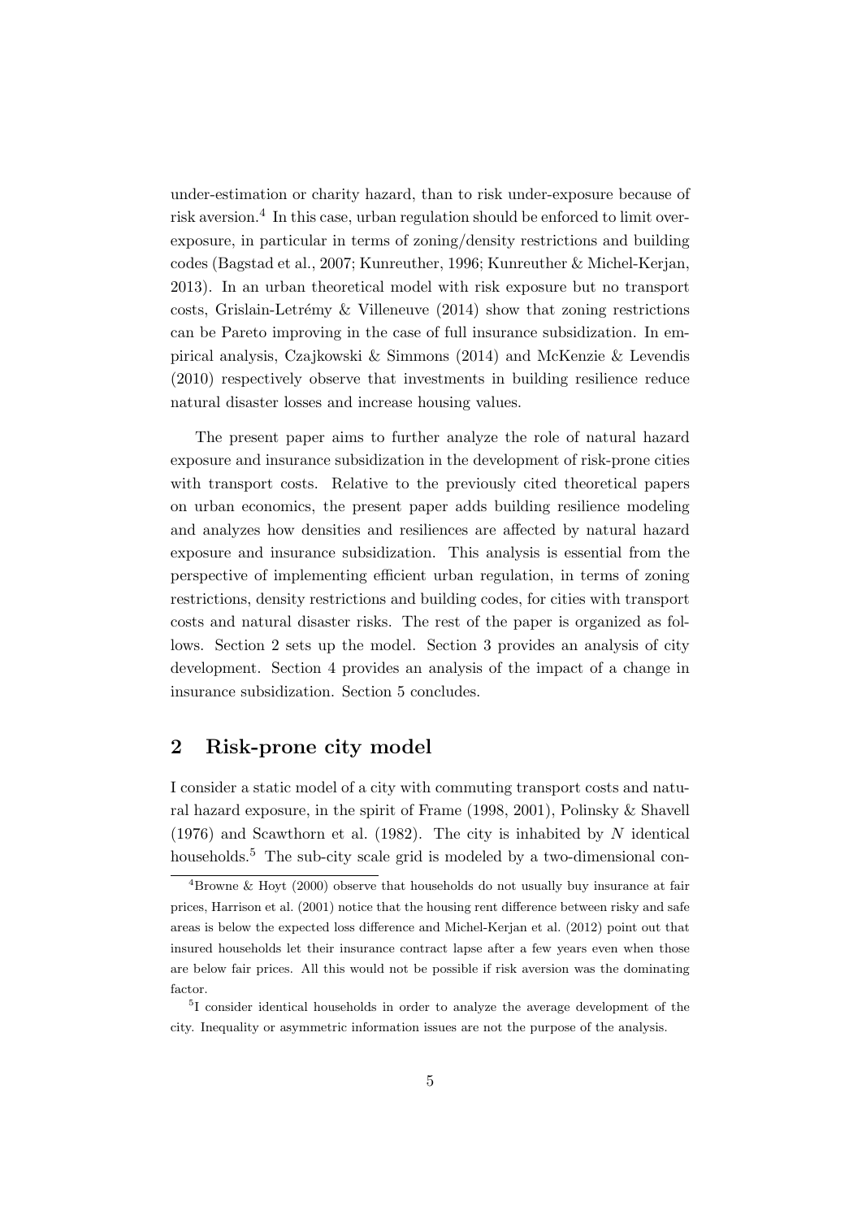under-estimation or charity hazard, than to risk under-exposure because of risk aversion.[4] In this case, urban regulation should be enforced to limit over-exposure, in particular in terms of zoning/density restrictions and building codes (Bagstad et al., 2007; Kunreuther, 1996; Kunreuther & Michel-Kerjan, 2013). In an urban theoretical model with risk exposure but no transport costs, Grislain-Letrémy & Villeneuve (2014) show that zoning restrictions can be Pareto improving in the case of full insurance subsidization. In empirical analysis, Czajkowski & Simmons (2014) and McKenzie & Levendis (2010) respectively observe that investments in building resilience reduce natural disaster losses and increase housing values.

The present paper aims to further analyze the role of natural hazard exposure and insurance subsidization in the development of risk-prone cities with transport costs. Relative to the previously cited theoretical papers on urban economics, the present paper adds building resilience modeling and analyzes how densities and resiliences are affected by natural hazard exposure and insurance subsidization. This analysis is essential from the perspective of implementing efficient urban regulation, in terms of zoning restrictions, density restrictions and building codes, for cities with transport costs and natural disaster risks. The rest of the paper is organized as follows. Section 2 sets up the model. Section 3 provides an analysis of city development. Section 4 provides an analysis of the impact of a change in insurance subsidization. Section 5 concludes.

## 2 Risk-prone city model

I consider a static model of a city with commuting transport costs and natural hazard exposure, in the spirit of Frame (1998, 2001), Polinsky & Shavell (1976) and Scawthorn et al. (1982). The city is inhabited by $N$ identical households.[5] The sub-city scale grid is modeled by a two-dimensional con-

[4] Browne & Hoyt (2000) observe that households do not usually buy insurance at fair prices, Harrison et al. (2001) notice that the housing rent difference between risky and safe areas is below the expected loss difference and Michel-Kerjan et al. (2012) point out that insured households let their insurance contract lapse after a few years even when those are below fair prices. All this would not be possible if risk aversion was the dominating factor.

[5] I consider identical households in order to analyze the average development of the city. Inequality or asymmetric information issues are not the purpose of the analysis.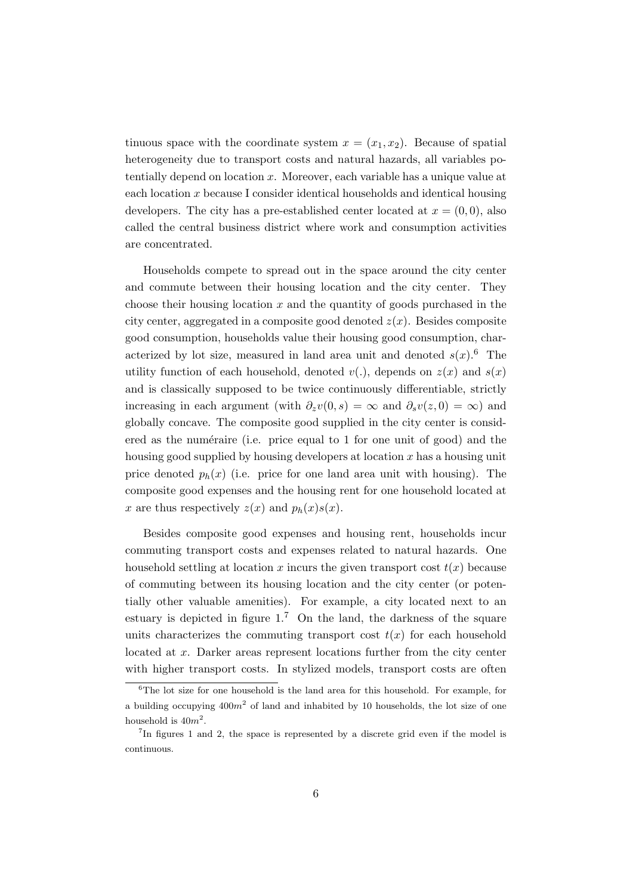tinuous space with the coordinate system $x = (x_1, x_2)$. Because of spatial heterogeneity due to transport costs and natural hazards, all variables potentially depend on location $x$. Moreover, each variable has a unique value at each location $x$ because I consider identical households and identical housing developers. The city has a pre-established center located at $x = (0, 0)$, also called the central business district where work and consumption activities are concentrated.

Households compete to spread out in the space around the city center and commute between their housing location and the city center. They choose their housing location $x$ and the quantity of goods purchased in the city center, aggregated in a composite good denoted $z(x)$. Besides composite good consumption, households value their housing good consumption, characterized by lot size, measured in land area unit and denoted $s(x)$.[6] The utility function of each household, denoted $v(.)$, depends on $z(x)$ and $s(x)$ and is classically supposed to be twice continuously differentiable, strictly increasing in each argument (with $\partial_z v(0, s) = \infty$ and $\partial_s v(z, 0) = \infty$) and globally concave. The composite good supplied in the city center is considered as the numéraire (i.e. price equal to 1 for one unit of good) and the housing good supplied by housing developers at location $x$ has a housing unit price denoted $p_h(x)$ (i.e. price for one land area unit with housing). The composite good expenses and the housing rent for one household located at $x$ are thus respectively $z(x)$ and $p_h(x)s(x)$.

Besides composite good expenses and housing rent, households incur commuting transport costs and expenses related to natural hazards. One household settling at location $x$ incurs the given transport cost $t(x)$ because of commuting between its housing location and the city center (or potentially other valuable amenities). For example, a city located next to an estuary is depicted in figure 1.[7] On the land, the darkness of the square units characterizes the commuting transport cost $t(x)$ for each household located at $x$. Darker areas represent locations further from the city center with higher transport costs. In stylized models, transport costs are often

[6] The lot size for one household is the land area for this household. For example, for a building occupying $400m^2$ of land and inhabited by 10 households, the lot size of one household is $40m^2$.

[7] In figures 1 and 2, the space is represented by a discrete grid even if the model is continuous.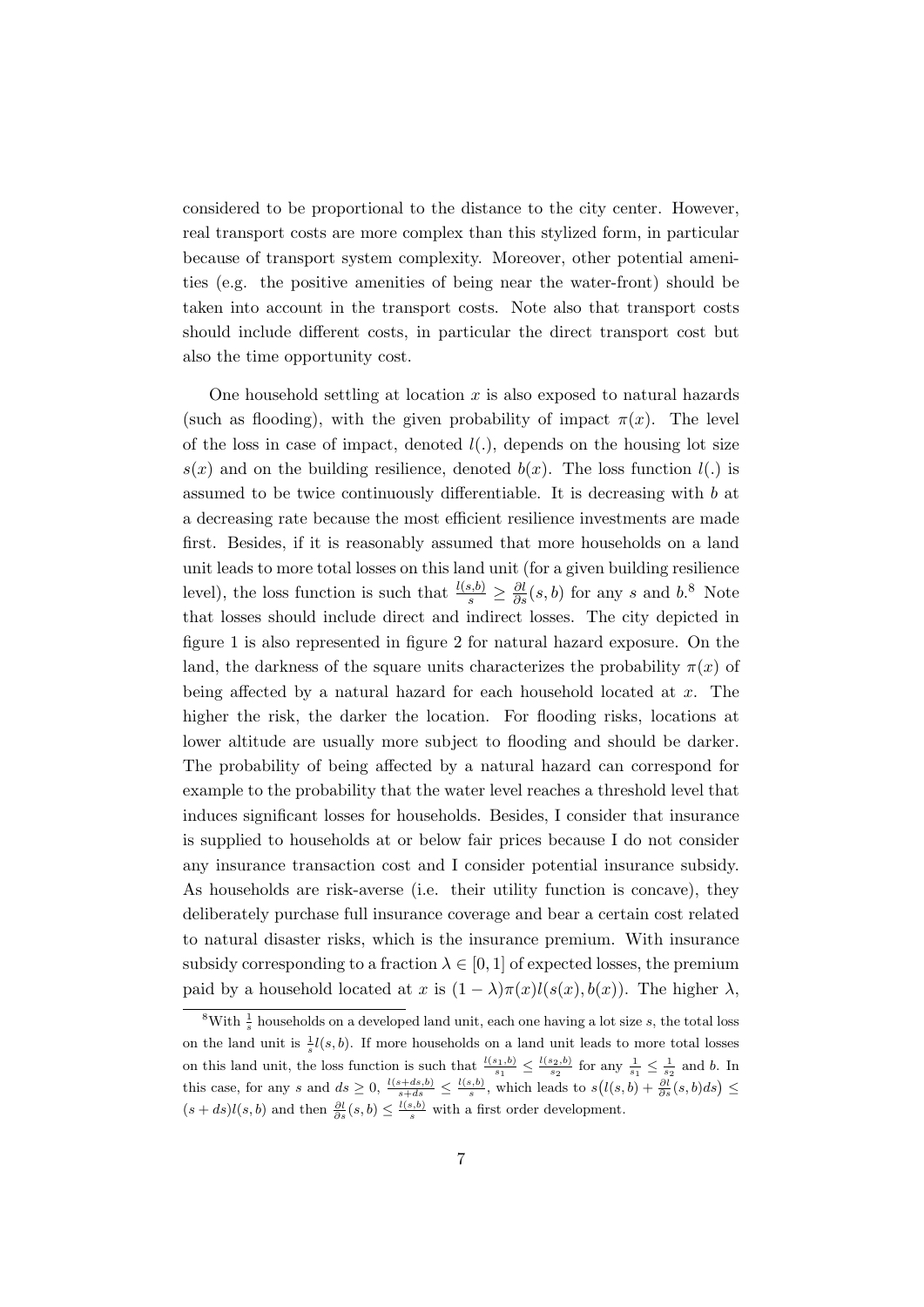considered to be proportional to the distance to the city center. However, real transport costs are more complex than this stylized form, in particular because of transport system complexity. Moreover, other potential amenities (e.g. the positive amenities of being near the water-front) should be taken into account in the transport costs. Note also that transport costs should include different costs, in particular the direct transport cost but also the time opportunity cost.

One household settling at location $x$ is also exposed to natural hazards (such as flooding), with the given probability of impact $\pi(x)$. The level of the loss in case of impact, denoted $l(.)$, depends on the housing lot size $s(x)$ and on the building resilience, denoted $b(x)$. The loss function $l(.)$ is assumed to be twice continuously differentiable. It is decreasing with $b$ at a decreasing rate because the most efficient resilience investments are made first. Besides, if it is reasonably assumed that more households on a land unit leads to more total losses on this land unit (for a given building resilience level), the loss function is such that $\frac{l(s,b)}{s} \geq \frac{\partial l}{\partial s}(s,b)$ for any $s$ and $b$.[8] Note that losses should include direct and indirect losses. The city depicted in figure 1 is also represented in figure 2 for natural hazard exposure. On the land, the darkness of the square units characterizes the probability $\pi(x)$ of being affected by a natural hazard for each household located at $x$. The higher the risk, the darker the location. For flooding risks, locations at lower altitude are usually more subject to flooding and should be darker. The probability of being affected by a natural hazard can correspond for example to the probability that the water level reaches a threshold level that induces significant losses for households. Besides, I consider that insurance is supplied to households at or below fair prices because I do not consider any insurance transaction cost and I consider potential insurance subsidy. As households are risk-averse (i.e. their utility function is concave), they deliberately purchase full insurance coverage and bear a certain cost related to natural disaster risks, which is the insurance premium. With insurance subsidy corresponding to a fraction $\lambda \in [0,1]$ of expected losses, the premium paid by a household located at $x$ is $(1-\lambda)\pi(x)l(s(x),b(x))$. The higher $\lambda$,

[8] With $\frac{1}{s}$ households on a developed land unit, each one having a lot size $s$, the total loss on the land unit is $\frac{1}{s}l(s,b)$. If more households on a land unit leads to more total losses on this land unit, the loss function is such that $\frac{l(s_1,b)}{s_1} \leq \frac{l(s_2,b)}{s_2}$ for any $\frac{1}{s_1} \leq \frac{1}{s_2}$ and $b$. In this case, for any $s$ and $ds \geq 0$, $\frac{l(s+ds,b)}{s+ds} \leq \frac{l(s,b)}{s}$, which leads to $s\big(l(s,b) + \frac{\partial l}{\partial s}(s,b)ds\big) \leq (s+ds)l(s,b)$ and then $\frac{\partial l}{\partial s}(s,b) \leq \frac{l(s,b)}{s}$ with a first order development.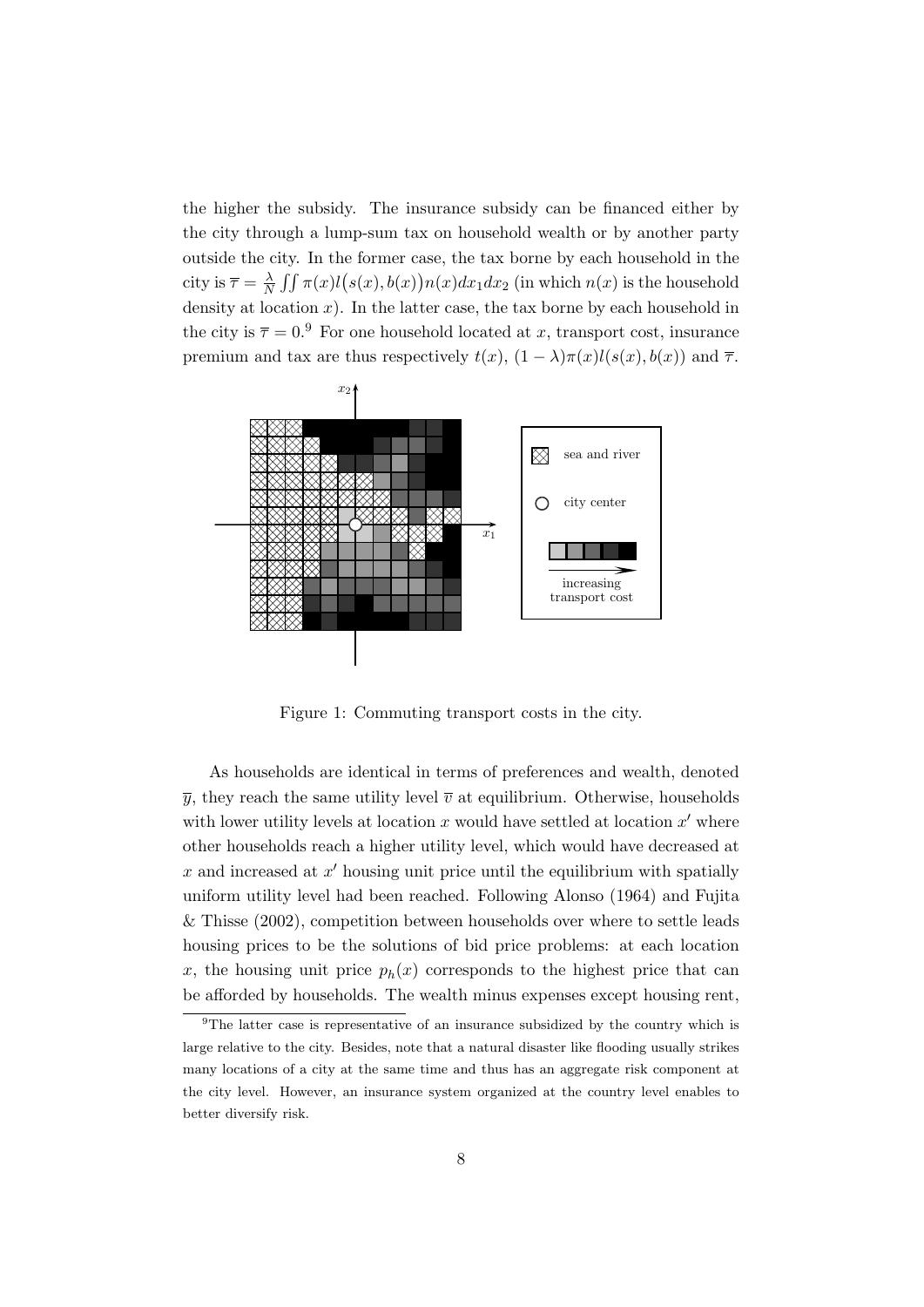the higher the subsidy. The insurance subsidy can be financed either by the city through a lump-sum tax on household wealth or by another party outside the city. In the former case, the tax borne by each household in the city is $\overline{\tau} = \frac{\lambda}{N}\iint \pi(x) l\big(s(x), b(x)\big) n(x) dx_1 dx_2$ (in which $n(x)$ is the household density at location $x$). In the latter case, the tax borne by each household in the city is $\overline{\tau} = 0$.[9] For one household located at $x$, transport cost, insurance premium and tax are thus respectively $t(x)$, $(1-\lambda)\pi(x)l(s(x), b(x))$ and $\overline{\tau}$.

Figure 1: Commuting transport costs in the city.

As households are identical in terms of preferences and wealth, denoted $\overline{y}$, they reach the same utility level $\overline{v}$ at equilibrium. Otherwise, households with lower utility levels at location $x$ would have settled at location $x'$ where other households reach a higher utility level, which would have decreased at $x$ and increased at $x'$ housing unit price until the equilibrium with spatially uniform utility level had been reached. Following Alonso (1964) and Fujita & Thisse (2002), competition between households over where to settle leads housing prices to be the solutions of bid price problems: at each location $x$, the housing unit price $p_h(x)$ corresponds to the highest price that can be afforded by households. The wealth minus expenses except housing rent,

[9] The latter case is representative of an insurance subsidized by the country which is large relative to the city. Besides, note that a natural disaster like flooding usually strikes many locations of a city at the same time and thus has an aggregate risk component at the city level. However, an insurance system organized at the country level enables to better diversify risk.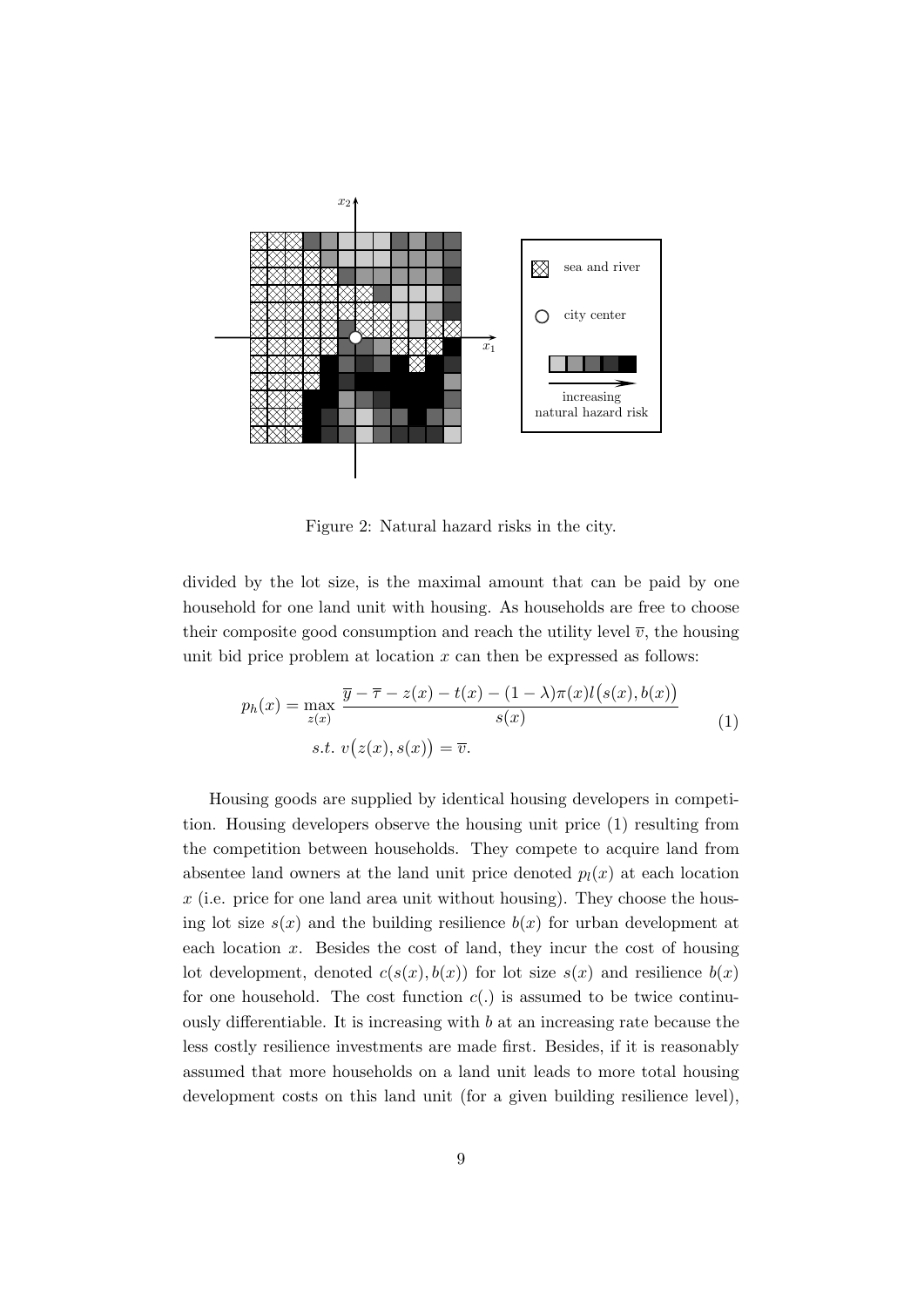Figure 2: Natural hazard risks in the city.

divided by the lot size, is the maximal amount that can be paid by one household for one land unit with housing. As households are free to choose their composite good consumption and reach the utility level $\overline{v}$, the housing unit bid price problem at location $x$ can then be expressed as follows:

$$
\begin{aligned}
p_h(x) = \max_{z(x)} \; & \frac{\overline{y} - \overline{\tau} - z(x) - t(x) - (1-\lambda)\pi(x) l\big(s(x), b(x)\big)}{s(x)} \\
& s.t. \; v\big(z(x), s(x)\big) = \overline{v}.
\end{aligned} \tag{1}
$$

Housing goods are supplied by identical housing developers in competition. Housing developers observe the housing unit price (1) resulting from the competition between households. They compete to acquire land from absentee land owners at the land unit price denoted $p_l(x)$ at each location $x$ (i.e. price for one land area unit without housing). They choose the housing lot size $s(x)$ and the building resilience $b(x)$ for urban development at each location $x$. Besides the cost of land, they incur the cost of housing lot development, denoted $c(s(x), b(x))$ for lot size $s(x)$ and resilience $b(x)$ for one household. The cost function $c(.)$ is assumed to be twice continuously differentiable. It is increasing with $b$ at an increasing rate because the less costly resilience investments are made first. Besides, if it is reasonably assumed that more households on a land unit leads to more total housing development costs on this land unit (for a given building resilience level),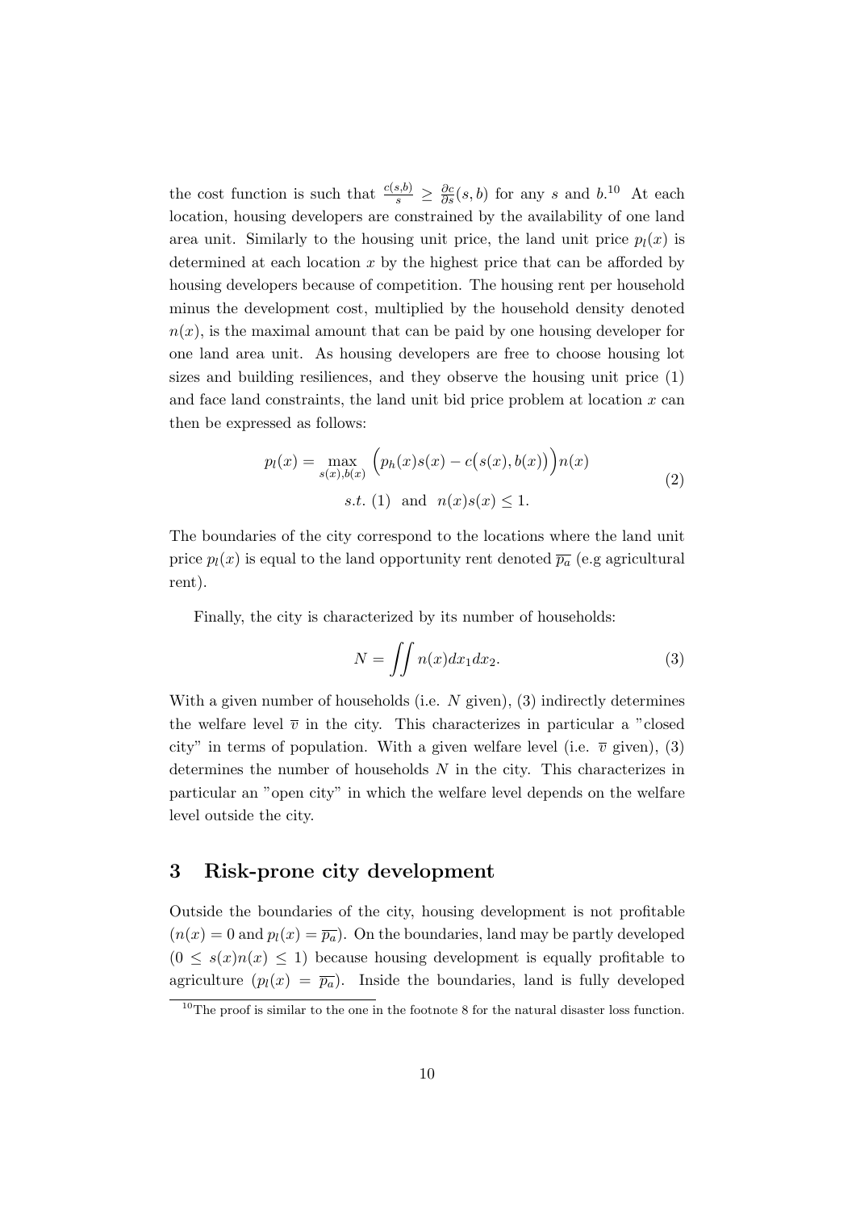the cost function is such that $\frac{c(s,b)}{s} \geq \frac{\partial c}{\partial s}(s,b)$ for any $s$ and $b$.[10] At each location, housing developers are constrained by the availability of one land area unit. Similarly to the housing unit price, the land unit price $p_l(x)$ is determined at each location $x$ by the highest price that can be afforded by housing developers because of competition. The housing rent per household minus the development cost, multiplied by the household density denoted $n(x)$, is the maximal amount that can be paid by one housing developer for one land area unit. As housing developers are free to choose housing lot sizes and building resiliences, and they observe the housing unit price (1) and face land constraints, the land unit bid price problem at location $x$ can then be expressed as follows:

$$p_l(x) = \max_{s(x),b(x)} \Big(p_h(x)s(x) - c\big(s(x), b(x)\big)\Big)n(x)$$
$$s.t. \text{ (1) and } n(x)s(x) \leq 1. \tag{2}$$

The boundaries of the city correspond to the locations where the land unit price $p_l(x)$ is equal to the land opportunity rent denoted $\overline{p_a}$ (e.g agricultural rent).

Finally, the city is characterized by its number of households:

$$N = \iint n(x)dx_1dx_2. \tag{3}$$

With a given number of households (i.e. $N$ given), (3) indirectly determines the welfare level $\overline{v}$ in the city. This characterizes in particular a "closed city" in terms of population. With a given welfare level (i.e. $\overline{v}$ given), (3) determines the number of households $N$ in the city. This characterizes in particular an "open city" in which the welfare level depends on the welfare level outside the city.

## 3 Risk-prone city development

Outside the boundaries of the city, housing development is not profitable ($n(x) = 0$ and $p_l(x) = \overline{p_a}$). On the boundaries, land may be partly developed ($0 \leq s(x)n(x) \leq 1$) because housing development is equally profitable to agriculture ($p_l(x) = \overline{p_a}$). Inside the boundaries, land is fully developed

[10] The proof is similar to the one in the footnote 8 for the natural disaster loss function.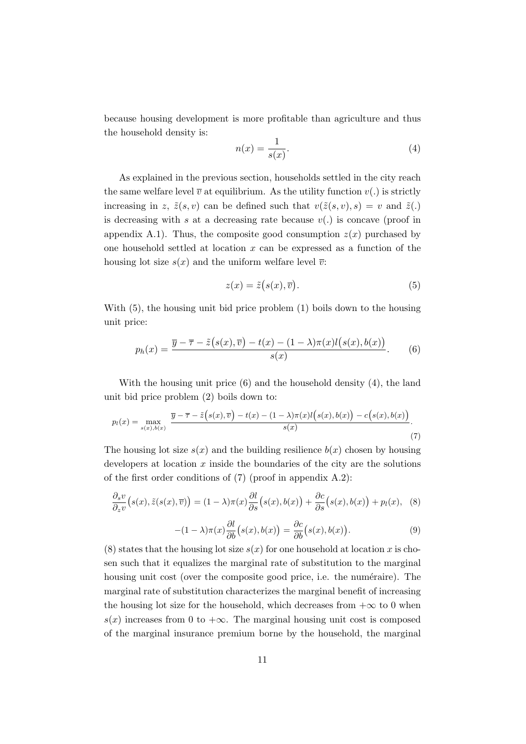because housing development is more profitable than agriculture and thus the household density is:

$$n(x) = \frac{1}{s(x)}. \tag{4}$$

As explained in the previous section, households settled in the city reach the same welfare level $\overline{v}$ at equilibrium. As the utility function $v(.)$ is strictly increasing in $z$, $\tilde{z}(s,v)$ can be defined such that $v(\tilde{z}(s,v),s) = v$ and $\tilde{z}(.)$ is decreasing with $s$ at a decreasing rate because $v(.)$ is concave (proof in appendix A.1). Thus, the composite good consumption $z(x)$ purchased by one household settled at location $x$ can be expressed as a function of the housing lot size $s(x)$ and the uniform welfare level $\overline{v}$:

$$z(x) = \tilde{z}\big(s(x), \overline{v}\big). \tag{5}$$

With (5), the housing unit bid price problem (1) boils down to the housing unit price:

$$p_h(x) = \frac{\overline{y} - \overline{\tau} - \tilde{z}\big(s(x),\overline{v}\big) - t(x) - (1-\lambda)\pi(x) l\big(s(x), b(x)\big)}{s(x)}. \tag{6}$$

With the housing unit price (6) and the household density (4), the land unit bid price problem (2) boils down to:

$$p_l(x) = \max_{s(x), b(x)} \frac{\overline{y} - \overline{\tau} - \tilde{z}\big(s(x),\overline{v}\big) - t(x) - (1-\lambda)\pi(x) l\big(s(x), b(x)\big) - c\big(s(x), b(x)\big)}{s(x)}. \tag{7}$$

The housing lot size $s(x)$ and the building resilience $b(x)$ chosen by housing developers at location $x$ inside the boundaries of the city are the solutions of the first order conditions of (7) (proof in appendix A.2):

$$\frac{\partial_s v}{\partial_z v}\big(s(x), \tilde{z}(s(x),\overline{v})\big) = (1-\lambda)\pi(x)\frac{\partial l}{\partial s}\big(s(x), b(x)\big) + \frac{\partial c}{\partial s}\big(s(x), b(x)\big) + p_l(x), \tag{8}$$

$$-(1-\lambda)\pi(x)\frac{\partial l}{\partial b}\big(s(x), b(x)\big) = \frac{\partial c}{\partial b}\big(s(x), b(x)\big). \tag{9}$$

(8) states that the housing lot size $s(x)$ for one household at location $x$ is chosen such that it equalizes the marginal rate of substitution to the marginal housing unit cost (over the composite good price, i.e. the numéraire). The marginal rate of substitution characterizes the marginal benefit of increasing the housing lot size for the household, which decreases from $+\infty$ to 0 when $s(x)$ increases from 0 to $+\infty$. The marginal housing unit cost is composed of the marginal insurance premium borne by the household, the marginal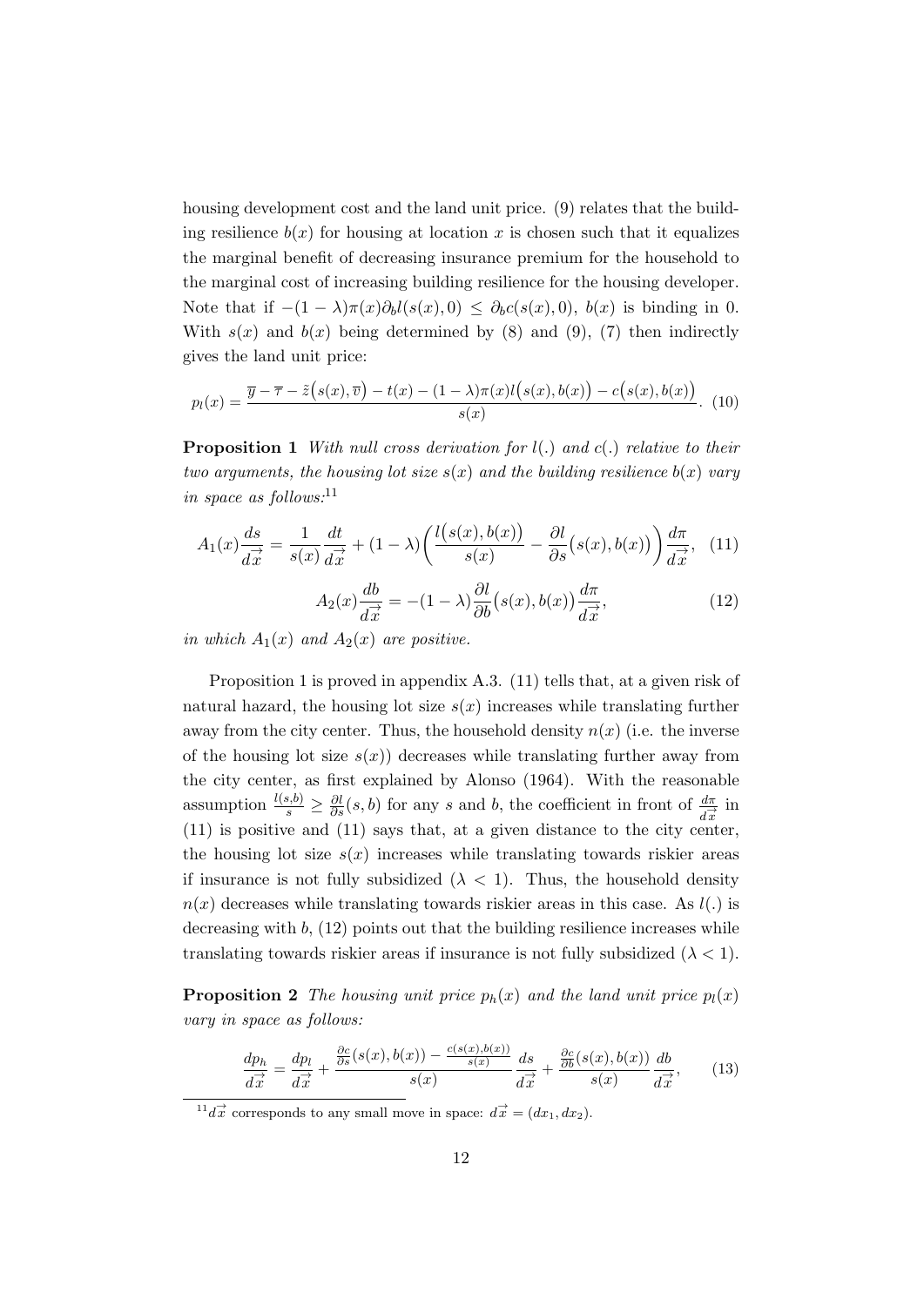housing development cost and the land unit price. (9) relates that the building resilience $b(x)$ for housing at location $x$ is chosen such that it equalizes the marginal benefit of decreasing insurance premium for the household to the marginal cost of increasing building resilience for the housing developer. Note that if $-(1-\lambda)\pi(x)\partial_b l(s(x),0) \leq \partial_b c(s(x),0)$, $b(x)$ is binding in 0. With $s(x)$ and $b(x)$ being determined by (8) and (9), (7) then indirectly gives the land unit price:

$$p_l(x) = \frac{\overline{y} - \overline{\tau} - \tilde{z}\big(s(x), \overline{v}\big) - t(x) - (1-\lambda)\pi(x) l\big(s(x), b(x)\big) - c\big(s(x), b(x)\big)}{s(x)}. \quad (10)$$

**Proposition 1** *With null cross derivation for $l(.)$ and $c(.)$ relative to their two arguments, the housing lot size $s(x)$ and the building resilience $b(x)$ vary in space as follows:*[11]

$$A_1(x)\frac{ds}{d\vec{x}} = \frac{1}{s(x)}\frac{dt}{d\vec{x}} + (1-\lambda)\left(\frac{l\big(s(x), b(x)\big)}{s(x)} - \frac{\partial l}{\partial s}\big(s(x), b(x)\big)\right)\frac{d\pi}{d\vec{x}}, \quad (11)$$

$$A_2(x)\frac{db}{d\vec{x}} = -(1-\lambda)\frac{\partial l}{\partial b}\big(s(x), b(x)\big)\frac{d\pi}{d\vec{x}}, \quad (12)$$

*in which $A_1(x)$ and $A_2(x)$ are positive.*

Proposition 1 is proved in appendix A.3. (11) tells that, at a given risk of natural hazard, the housing lot size $s(x)$ increases while translating further away from the city center. Thus, the household density $n(x)$ (i.e. the inverse of the housing lot size $s(x)$) decreases while translating further away from the city center, as first explained by Alonso (1964). With the reasonable assumption $\frac{l(s,b)}{s} \geq \frac{\partial l}{\partial s}(s,b)$ for any $s$ and $b$, the coefficient in front of $\frac{d\pi}{d\vec{x}}$ in (11) is positive and (11) says that, at a given distance to the city center, the housing lot size $s(x)$ increases while translating towards riskier areas if insurance is not fully subsidized ($\lambda < 1$). Thus, the household density $n(x)$ decreases while translating towards riskier areas in this case. As $l(.)$ is decreasing with $b$, (12) points out that the building resilience increases while translating towards riskier areas if insurance is not fully subsidized ($\lambda < 1$).

**Proposition 2** *The housing unit price $p_h(x)$ and the land unit price $p_l(x)$ vary in space as follows:*

$$\frac{dp_h}{d\vec{x}} = \frac{dp_l}{d\vec{x}} + \frac{\frac{\partial c}{\partial s}(s(x), b(x)) - \frac{c(s(x), b(x))}{s(x)}}{s(x)}\frac{ds}{d\vec{x}} + \frac{\frac{\partial c}{\partial b}(s(x), b(x))}{s(x)}\frac{db}{d\vec{x}}, \quad (13)$$

[11] $d\vec{x}$ corresponds to any small move in space: $d\vec{x} = (dx_1, dx_2)$.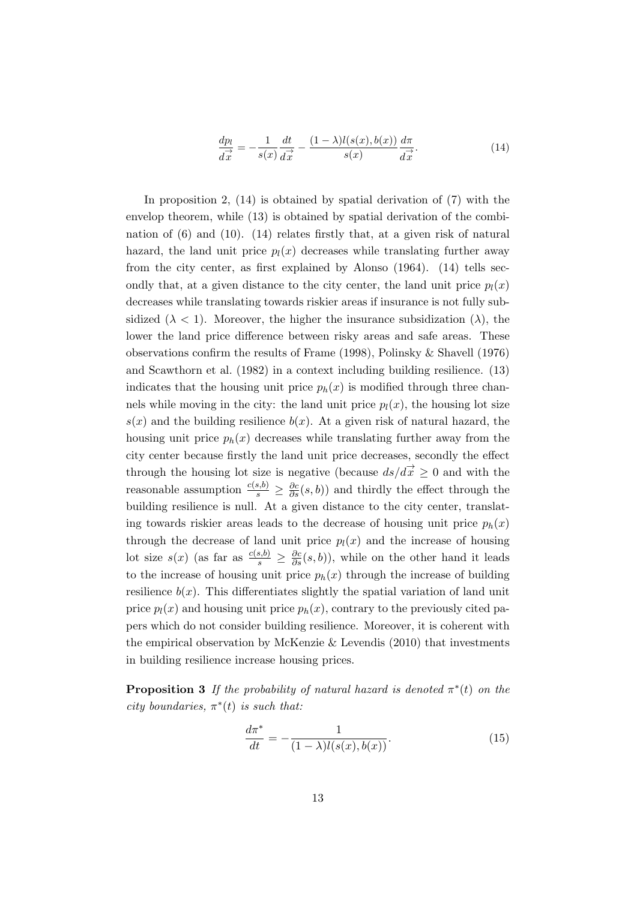$$\frac{dp_l}{d\overrightarrow{x}} = -\frac{1}{s(x)}\frac{dt}{d\overrightarrow{x}} - \frac{(1-\lambda)l(s(x),b(x))}{s(x)}\frac{d\pi}{d\overrightarrow{x}}. \tag{14}$$

In proposition 2, (14) is obtained by spatial derivation of (7) with the envelop theorem, while (13) is obtained by spatial derivation of the combination of (6) and (10). (14) relates firstly that, at a given risk of natural hazard, the land unit price $p_l(x)$ decreases while translating further away from the city center, as first explained by Alonso (1964). (14) tells secondly that, at a given distance to the city center, the land unit price $p_l(x)$ decreases while translating towards riskier areas if insurance is not fully subsidized ($\lambda < 1$). Moreover, the higher the insurance subsidization ($\lambda$), the lower the land price difference between risky areas and safe areas. These observations confirm the results of Frame (1998), Polinsky & Shavell (1976) and Scawthorn et al. (1982) in a context including building resilience. (13) indicates that the housing unit price $p_h(x)$ is modified through three channels while moving in the city: the land unit price $p_l(x)$, the housing lot size $s(x)$ and the building resilience $b(x)$. At a given risk of natural hazard, the housing unit price $p_h(x)$ decreases while translating further away from the city center because firstly the land unit price decreases, secondly the effect through the housing lot size is negative (because $ds/d\overrightarrow{x} \geq 0$ and with the reasonable assumption $\frac{c(s,b)}{s} \geq \frac{\partial c}{\partial s}(s,b)$) and thirdly the effect through the building resilience is null. At a given distance to the city center, translating towards riskier areas leads to the decrease of housing unit price $p_h(x)$ through the decrease of land unit price $p_l(x)$ and the increase of housing lot size $s(x)$ (as far as $\frac{c(s,b)}{s} \geq \frac{\partial c}{\partial s}(s,b)$), while on the other hand it leads to the increase of housing unit price $p_h(x)$ through the increase of building resilience $b(x)$. This differentiates slightly the spatial variation of land unit price $p_l(x)$ and housing unit price $p_h(x)$, contrary to the previously cited papers which do not consider building resilience. Moreover, it is coherent with the empirical observation by McKenzie & Levendis (2010) that investments in building resilience increase housing prices.

**Proposition 3** *If the probability of natural hazard is denoted $\pi^*(t)$ on the city boundaries, $\pi^*(t)$ is such that:*

$$\frac{d\pi^*}{dt} = -\frac{1}{(1-\lambda)l(s(x),b(x))}. \tag{15}$$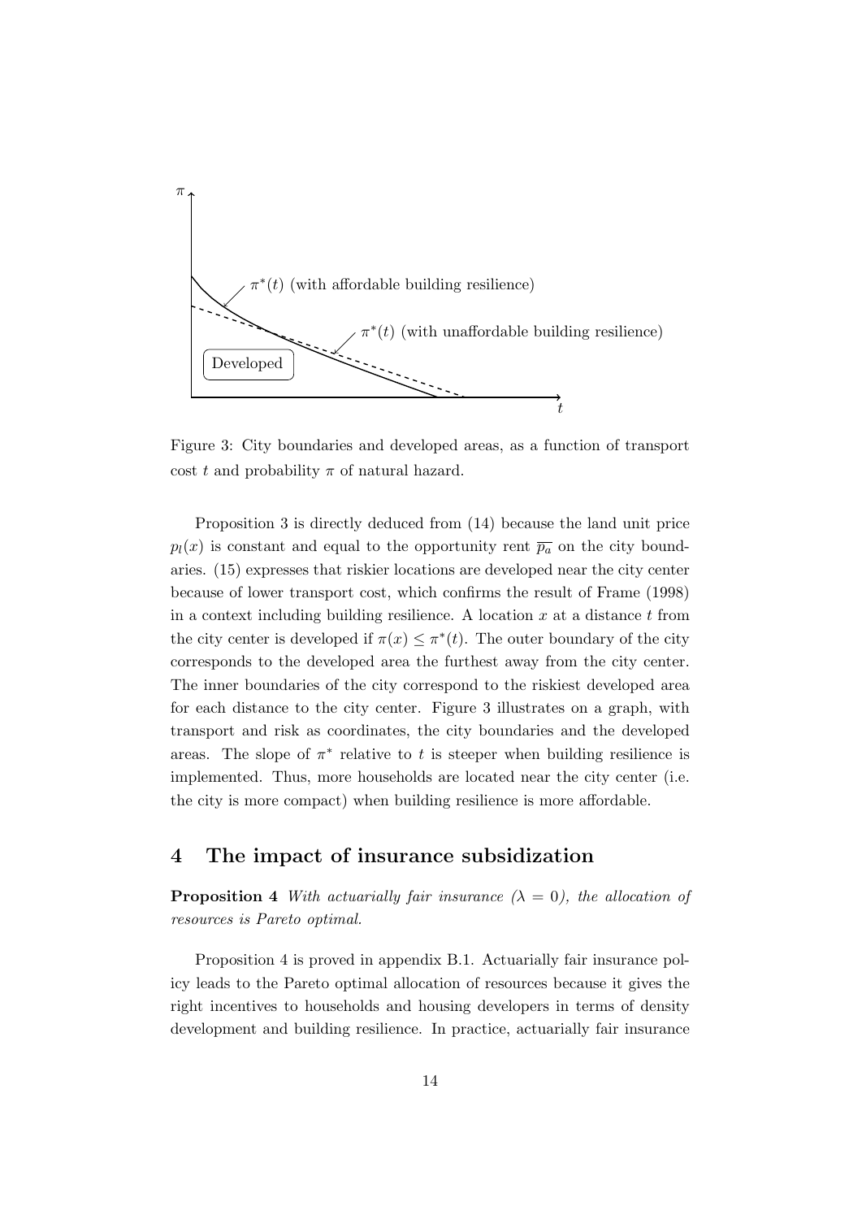Figure 3: City boundaries and developed areas, as a function of transport cost $t$ and probability $\pi$ of natural hazard.

Proposition 3 is directly deduced from (14) because the land unit price $p_l(x)$ is constant and equal to the opportunity rent $\overline{p_a}$ on the city boundaries. (15) expresses that riskier locations are developed near the city center because of lower transport cost, which confirms the result of Frame (1998) in a context including building resilience. A location $x$ at a distance $t$ from the city center is developed if $\pi(x) \leq \pi^*(t)$. The outer boundary of the city corresponds to the developed area the furthest away from the city center. The inner boundaries of the city correspond to the riskiest developed area for each distance to the city center. Figure 3 illustrates on a graph, with transport and risk as coordinates, the city boundaries and the developed areas. The slope of $\pi^*$ relative to $t$ is steeper when building resilience is implemented. Thus, more households are located near the city center (i.e. the city is more compact) when building resilience is more affordable.

## 4 The impact of insurance subsidization

**Proposition 4** *With actuarially fair insurance ($\lambda = 0$), the allocation of resources is Pareto optimal.*

Proposition 4 is proved in appendix B.1. Actuarially fair insurance policy leads to the Pareto optimal allocation of resources because it gives the right incentives to households and housing developers in terms of density development and building resilience. In practice, actuarially fair insurance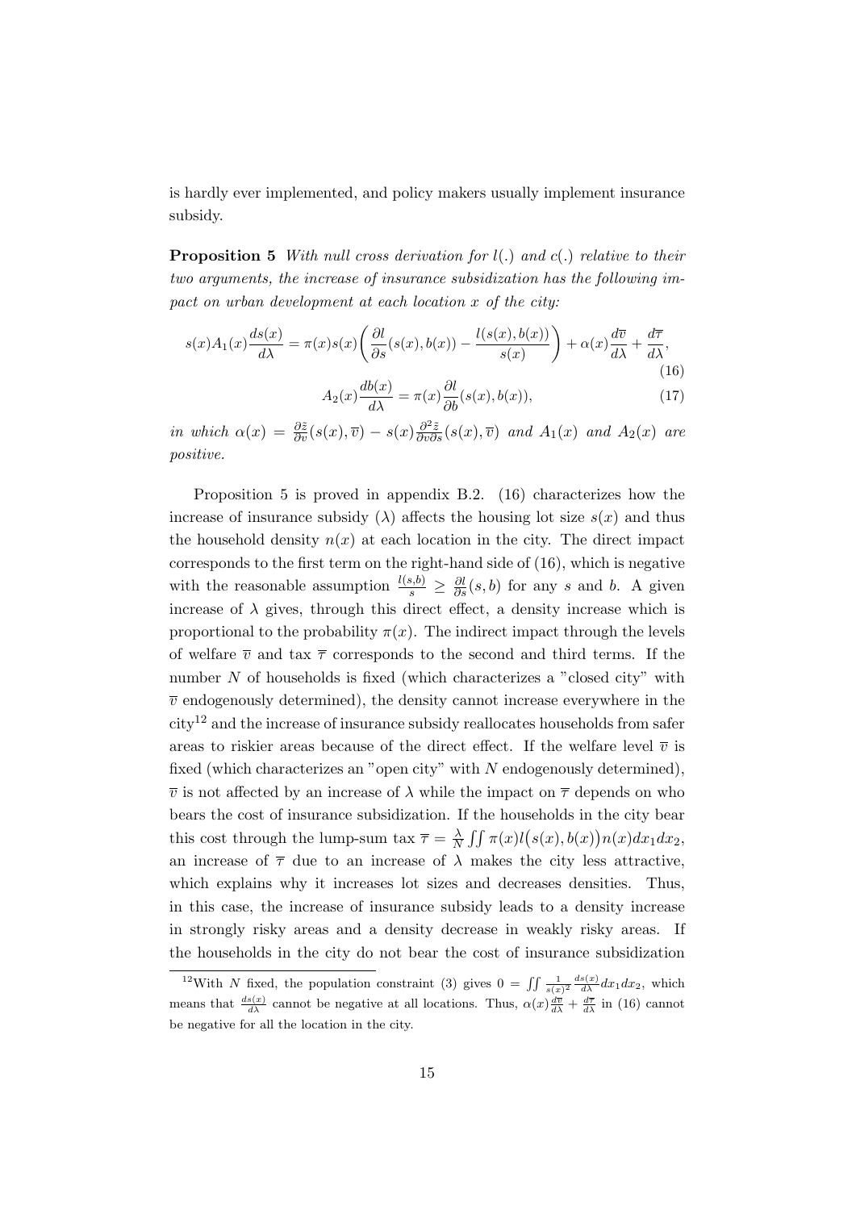is hardly ever implemented, and policy makers usually implement insurance subsidy.

**Proposition 5** *With null cross derivation for $l(.)$ and $c(.)$ relative to their two arguments, the increase of insurance subsidization has the following impact on urban development at each location $x$ of the city:*

$$s(x)A_1(x)\frac{ds(x)}{d\lambda} = \pi(x)s(x)\bigg(\frac{\partial l}{\partial s}(s(x),b(x)) - \frac{l(s(x),b(x))}{s(x)}\bigg) + \alpha(x)\frac{d\overline{v}}{d\lambda} + \frac{d\overline{\tau}}{d\lambda}, \tag{16}$$

$$A_2(x)\frac{db(x)}{d\lambda} = \pi(x)\frac{\partial l}{\partial b}(s(x),b(x)), \tag{17}$$

*in which $\alpha(x) = \frac{\partial \tilde{z}}{\partial v}(s(x),\overline{v}) - s(x)\frac{\partial^2 \tilde{z}}{\partial v \partial s}(s(x),\overline{v})$ and $A_1(x)$ and $A_2(x)$ are positive.*

Proposition 5 is proved in appendix B.2. (16) characterizes how the increase of insurance subsidy ($\lambda$) affects the housing lot size $s(x)$ and thus the household density $n(x)$ at each location in the city. The direct impact corresponds to the first term on the right-hand side of (16), which is negative with the reasonable assumption $\frac{l(s,b)}{s} \geq \frac{\partial l}{\partial s}(s,b)$ for any $s$ and $b$. A given increase of $\lambda$ gives, through this direct effect, a density increase which is proportional to the probability $\pi(x)$. The indirect impact through the levels of welfare $\overline{v}$ and tax $\overline{\tau}$ corresponds to the second and third terms. If the number $N$ of households is fixed (which characterizes a "closed city" with $\overline{v}$ endogenously determined), the density cannot increase everywhere in the city[12] and the increase of insurance subsidy reallocates households from safer areas to riskier areas because of the direct effect. If the welfare level $\overline{v}$ is fixed (which characterizes an "open city" with $N$ endogenously determined), $\overline{v}$ is not affected by an increase of $\lambda$ while the impact on $\overline{\tau}$ depends on who bears the cost of insurance subsidization. If the households in the city bear this cost through the lump-sum tax $\overline{\tau} = \frac{\lambda}{N}\iint \pi(x)l\big(s(x),b(x)\big)n(x)dx_1dx_2$, an increase of $\overline{\tau}$ due to an increase of $\lambda$ makes the city less attractive, which explains why it increases lot sizes and decreases densities. Thus, in this case, the increase of insurance subsidy leads to a density increase in strongly risky areas and a density decrease in weakly risky areas. If the households in the city do not bear the cost of insurance subsidization

[12] With $N$ fixed, the population constraint (3) gives $0 = \iint \frac{1}{s(x)^2}\frac{ds(x)}{d\lambda}dx_1dx_2$, which means that $\frac{ds(x)}{d\lambda}$ cannot be negative at all locations. Thus, $\alpha(x)\frac{d\overline{v}}{d\lambda} + \frac{d\overline{\tau}}{d\lambda}$ in (16) cannot be negative for all the location in the city.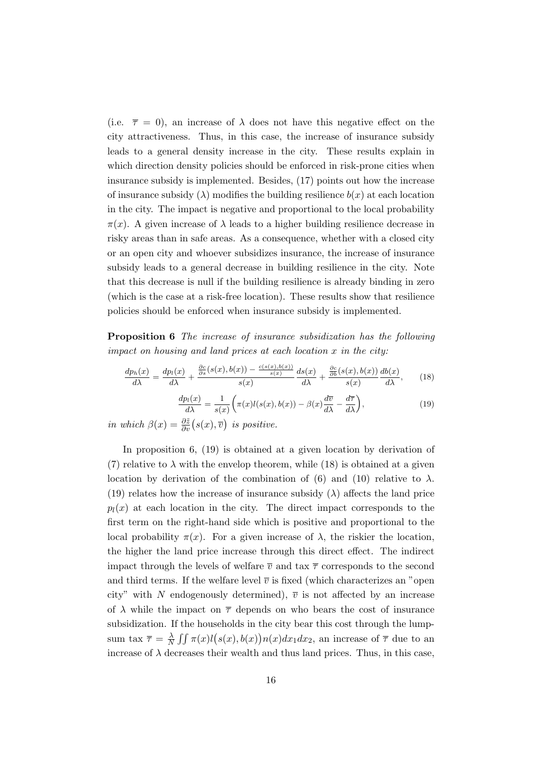(i.e. $\overline{\tau} = 0$), an increase of $\lambda$ does not have this negative effect on the city attractiveness. Thus, in this case, the increase of insurance subsidy leads to a general density increase in the city. These results explain in which direction density policies should be enforced in risk-prone cities when insurance subsidy is implemented. Besides, (17) points out how the increase of insurance subsidy ($\lambda$) modifies the building resilience $b(x)$ at each location in the city. The impact is negative and proportional to the local probability $\pi(x)$. A given increase of $\lambda$ leads to a higher building resilience decrease in risky areas than in safe areas. As a consequence, whether with a closed city or an open city and whoever subsidizes insurance, the increase of insurance subsidy leads to a general decrease in building resilience in the city. Note that this decrease is null if the building resilience is already binding in zero (which is the case at a risk-free location). These results show that resilience policies should be enforced when insurance subsidy is implemented.

**Proposition 6** *The increase of insurance subsidization has the following impact on housing and land prices at each location $x$ in the city:*

$$\frac{dp_h(x)}{d\lambda} = \frac{dp_l(x)}{d\lambda} + \frac{\frac{\partial c}{\partial s}(s(x), b(x)) - \frac{c(s(x),b(x))}{s(x)}}{s(x)} \frac{ds(x)}{d\lambda} + \frac{\frac{\partial c}{\partial b}(s(x), b(x))}{s(x)} \frac{db(x)}{d\lambda}, \tag{18}$$

$$\frac{dp_l(x)}{d\lambda} = \frac{1}{s(x)}\Big(\pi(x)l(s(x), b(x)) - \beta(x)\frac{d\overline{v}}{d\lambda} - \frac{d\overline{\tau}}{d\lambda}\Big), \tag{19}$$

*in which $\beta(x) = \frac{\partial \tilde{z}}{\partial v}\big(s(x), \overline{v}\big)$ is positive.*

In proposition 6, (19) is obtained at a given location by derivation of (7) relative to $\lambda$ with the envelop theorem, while (18) is obtained at a given location by derivation of the combination of (6) and (10) relative to $\lambda$. (19) relates how the increase of insurance subsidy ($\lambda$) affects the land price $p_l(x)$ at each location in the city. The direct impact corresponds to the first term on the right-hand side which is positive and proportional to the local probability $\pi(x)$. For a given increase of $\lambda$, the riskier the location, the higher the land price increase through this direct effect. The indirect impact through the levels of welfare $\overline{v}$ and tax $\overline{\tau}$ corresponds to the second and third terms. If the welfare level $\overline{v}$ is fixed (which characterizes an "open city" with $N$ endogenously determined), $\overline{v}$ is not affected by an increase of $\lambda$ while the impact on $\overline{\tau}$ depends on who bears the cost of insurance subsidization. If the households in the city bear this cost through the lump-sum tax $\overline{\tau} = \frac{\lambda}{N} \iint \pi(x)l\big(s(x), b(x)\big)n(x)dx_1dx_2$, an increase of $\overline{\tau}$ due to an increase of $\lambda$ decreases their wealth and thus land prices. Thus, in this case,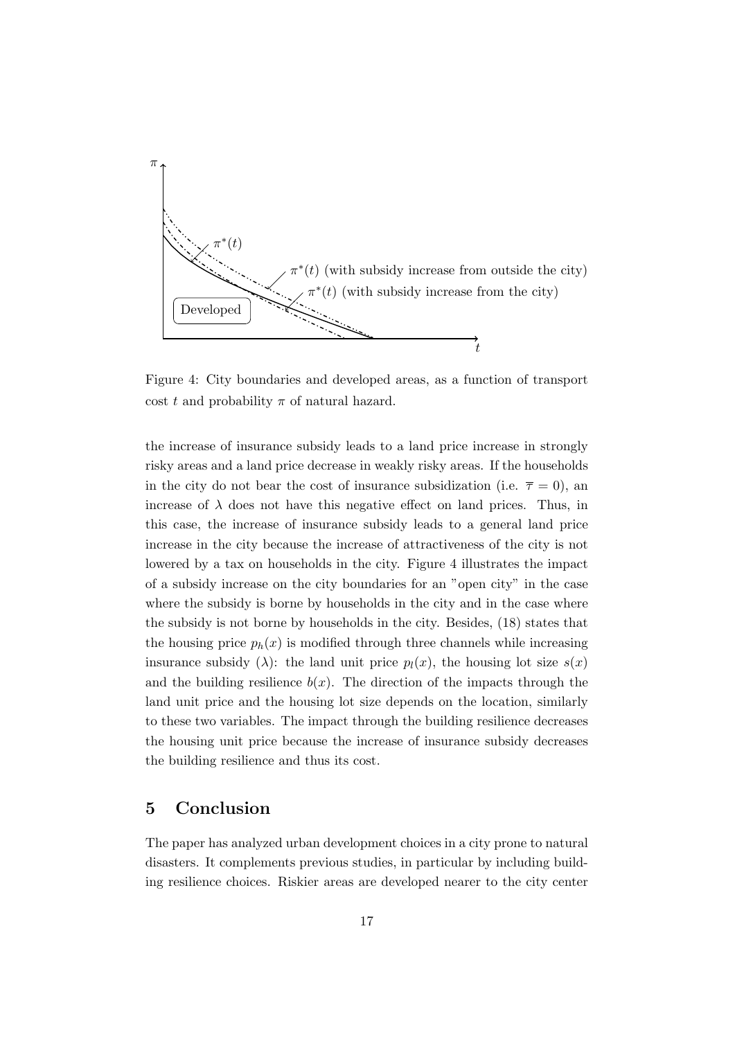Figure 4: City boundaries and developed areas, as a function of transport cost $t$ and probability $\pi$ of natural hazard.

the increase of insurance subsidy leads to a land price increase in strongly risky areas and a land price decrease in weakly risky areas. If the households in the city do not bear the cost of insurance subsidization (i.e. $\overline{\tau} = 0$), an increase of $\lambda$ does not have this negative effect on land prices. Thus, in this case, the increase of insurance subsidy leads to a general land price increase in the city because the increase of attractiveness of the city is not lowered by a tax on households in the city. Figure 4 illustrates the impact of a subsidy increase on the city boundaries for an "open city" in the case where the subsidy is borne by households in the city and in the case where the subsidy is not borne by households in the city. Besides, (18) states that the housing price $p_h(x)$ is modified through three channels while increasing insurance subsidy ($\lambda$): the land unit price $p_l(x)$, the housing lot size $s(x)$ and the building resilience $b(x)$. The direction of the impacts through the land unit price and the housing lot size depends on the location, similarly to these two variables. The impact through the building resilience decreases the housing unit price because the increase of insurance subsidy decreases the building resilience and thus its cost.

## 5 Conclusion

The paper has analyzed urban development choices in a city prone to natural disasters. It complements previous studies, in particular by including building resilience choices. Riskier areas are developed nearer to the city center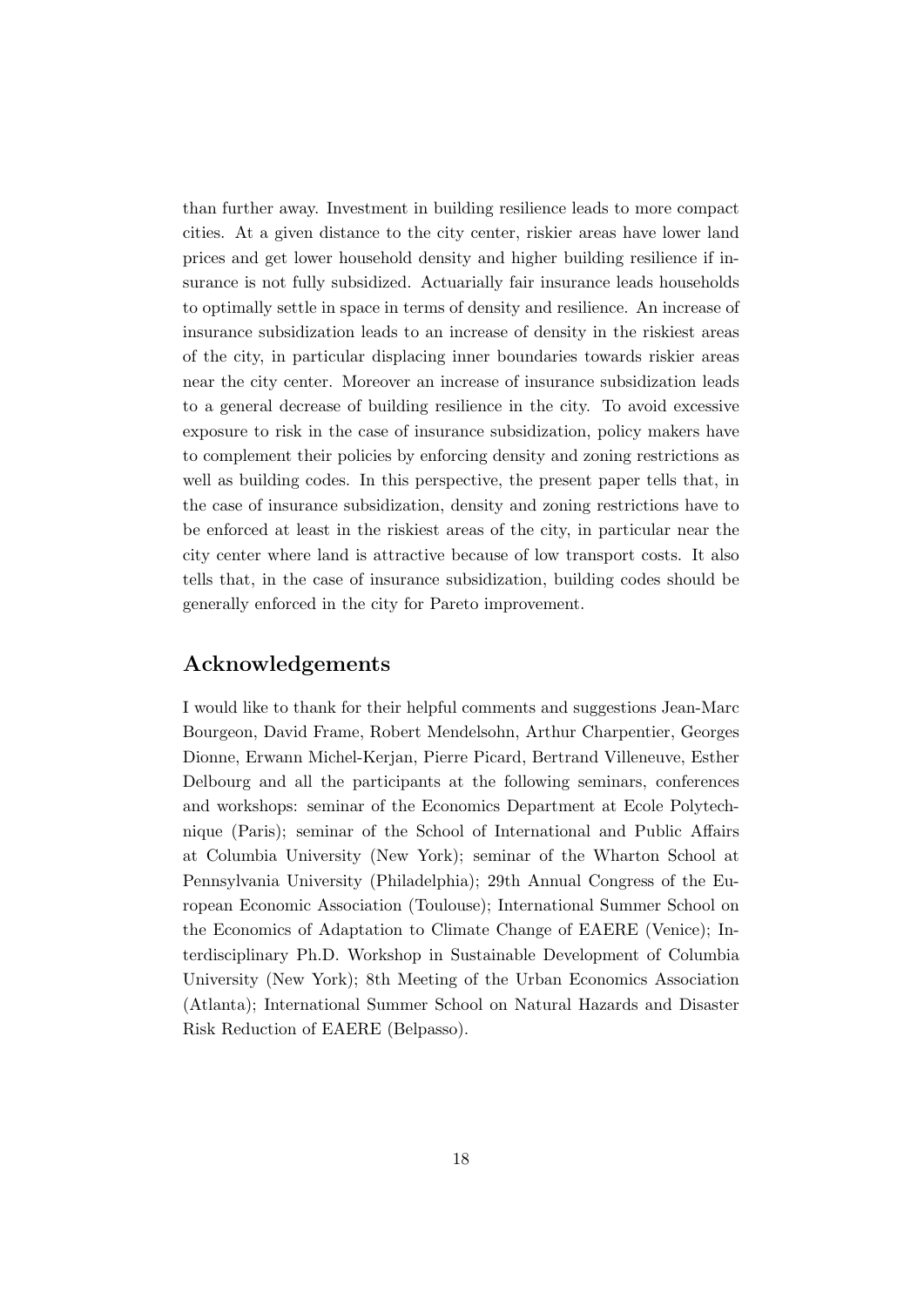than further away. Investment in building resilience leads to more compact cities. At a given distance to the city center, riskier areas have lower land prices and get lower household density and higher building resilience if insurance is not fully subsidized. Actuarially fair insurance leads households to optimally settle in space in terms of density and resilience. An increase of insurance subsidization leads to an increase of density in the riskiest areas of the city, in particular displacing inner boundaries towards riskier areas near the city center. Moreover an increase of insurance subsidization leads to a general decrease of building resilience in the city. To avoid excessive exposure to risk in the case of insurance subsidization, policy makers have to complement their policies by enforcing density and zoning restrictions as well as building codes. In this perspective, the present paper tells that, in the case of insurance subsidization, density and zoning restrictions have to be enforced at least in the riskiest areas of the city, in particular near the city center where land is attractive because of low transport costs. It also tells that, in the case of insurance subsidization, building codes should be generally enforced in the city for Pareto improvement.

## Acknowledgements

I would like to thank for their helpful comments and suggestions Jean-Marc Bourgeon, David Frame, Robert Mendelsohn, Arthur Charpentier, Georges Dionne, Erwann Michel-Kerjan, Pierre Picard, Bertrand Villeneuve, Esther Delbourg and all the participants at the following seminars, conferences and workshops: seminar of the Economics Department at Ecole Polytechnique (Paris); seminar of the School of International and Public Affairs at Columbia University (New York); seminar of the Wharton School at Pennsylvania University (Philadelphia); 29th Annual Congress of the European Economic Association (Toulouse); International Summer School on the Economics of Adaptation to Climate Change of EAERE (Venice); Interdisciplinary Ph.D. Workshop in Sustainable Development of Columbia University (New York); 8th Meeting of the Urban Economics Association (Atlanta); International Summer School on Natural Hazards and Disaster Risk Reduction of EAERE (Belpasso).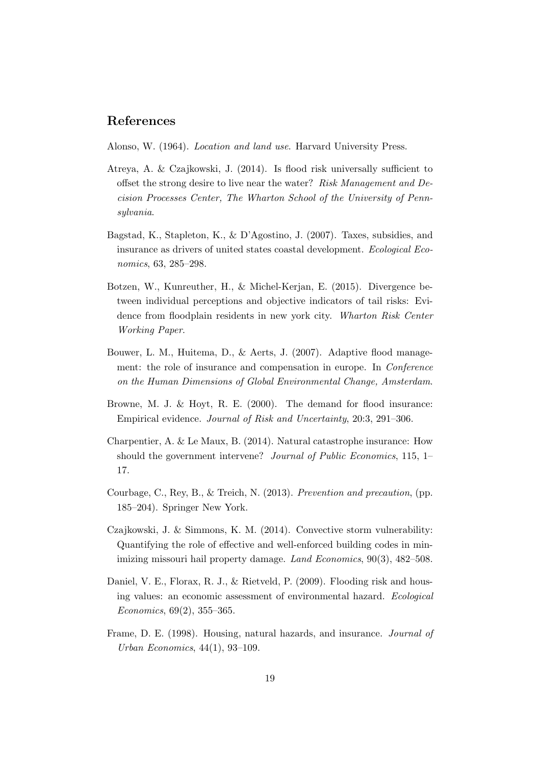## References

Alonso, W. (1964). *Location and land use*. Harvard University Press.

Atreya, A. & Czajkowski, J. (2014). Is flood risk universally sufficient to offset the strong desire to live near the water? *Risk Management and Decision Processes Center, The Wharton School of the University of Pennsylvania*.

Bagstad, K., Stapleton, K., & D'Agostino, J. (2007). Taxes, subsidies, and insurance as drivers of united states coastal development. *Ecological Economics*, 63, 285–298.

Botzen, W., Kunreuther, H., & Michel-Kerjan, E. (2015). Divergence between individual perceptions and objective indicators of tail risks: Evidence from floodplain residents in new york city. *Wharton Risk Center Working Paper*.

Bouwer, L. M., Huitema, D., & Aerts, J. (2007). Adaptive flood management: the role of insurance and compensation in europe. In *Conference on the Human Dimensions of Global Environmental Change, Amsterdam*.

Browne, M. J. & Hoyt, R. E. (2000). The demand for flood insurance: Empirical evidence. *Journal of Risk and Uncertainty*, 20:3, 291–306.

Charpentier, A. & Le Maux, B. (2014). Natural catastrophe insurance: How should the government intervene? *Journal of Public Economics*, 115, 1–17.

Courbage, C., Rey, B., & Treich, N. (2013). *Prevention and precaution*, (pp. 185–204). Springer New York.

Czajkowski, J. & Simmons, K. M. (2014). Convective storm vulnerability: Quantifying the role of effective and well-enforced building codes in minimizing missouri hail property damage. *Land Economics*, 90(3), 482–508.

Daniel, V. E., Florax, R. J., & Rietveld, P. (2009). Flooding risk and housing values: an economic assessment of environmental hazard. *Ecological Economics*, 69(2), 355–365.

Frame, D. E. (1998). Housing, natural hazards, and insurance. *Journal of Urban Economics*, 44(1), 93–109.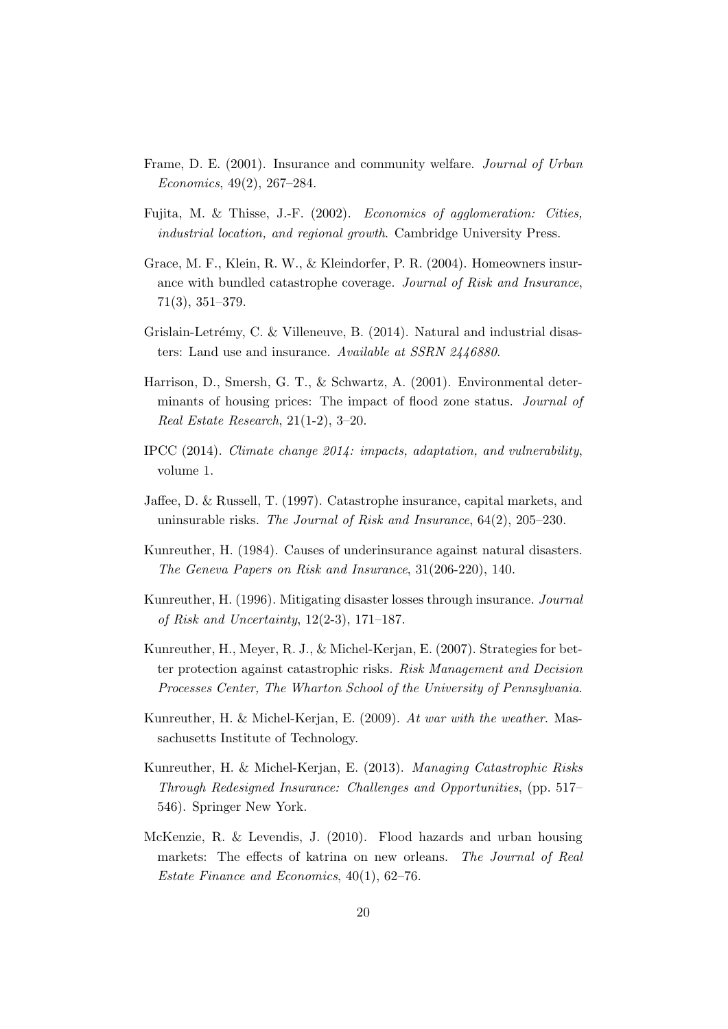Frame, D. E. (2001). Insurance and community welfare. *Journal of Urban Economics*, 49(2), 267–284.

Fujita, M. & Thisse, J.-F. (2002). *Economics of agglomeration: Cities, industrial location, and regional growth*. Cambridge University Press.

Grace, M. F., Klein, R. W., & Kleindorfer, P. R. (2004). Homeowners insurance with bundled catastrophe coverage. *Journal of Risk and Insurance*, 71(3), 351–379.

Grislain-Letrémy, C. & Villeneuve, B. (2014). Natural and industrial disasters: Land use and insurance. *Available at SSRN 2446880*.

Harrison, D., Smersh, G. T., & Schwartz, A. (2001). Environmental determinants of housing prices: The impact of flood zone status. *Journal of Real Estate Research*, 21(1-2), 3–20.

IPCC (2014). *Climate change 2014: impacts, adaptation, and vulnerability*, volume 1.

Jaffee, D. & Russell, T. (1997). Catastrophe insurance, capital markets, and uninsurable risks. *The Journal of Risk and Insurance*, 64(2), 205–230.

Kunreuther, H. (1984). Causes of underinsurance against natural disasters. *The Geneva Papers on Risk and Insurance*, 31(206-220), 140.

Kunreuther, H. (1996). Mitigating disaster losses through insurance. *Journal of Risk and Uncertainty*, 12(2-3), 171–187.

Kunreuther, H., Meyer, R. J., & Michel-Kerjan, E. (2007). Strategies for better protection against catastrophic risks. *Risk Management and Decision Processes Center, The Wharton School of the University of Pennsylvania*.

Kunreuther, H. & Michel-Kerjan, E. (2009). *At war with the weather*. Massachusetts Institute of Technology.

Kunreuther, H. & Michel-Kerjan, E. (2013). *Managing Catastrophic Risks Through Redesigned Insurance: Challenges and Opportunities*, (pp. 517–546). Springer New York.

McKenzie, R. & Levendis, J. (2010). Flood hazards and urban housing markets: The effects of katrina on new orleans. *The Journal of Real Estate Finance and Economics*, 40(1), 62–76.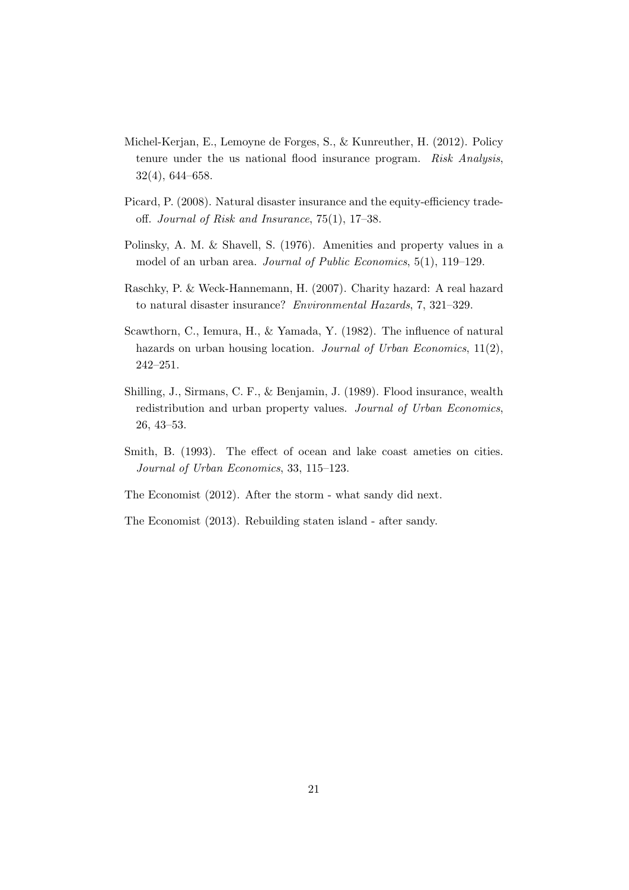Michel-Kerjan, E., Lemoyne de Forges, S., & Kunreuther, H. (2012). Policy tenure under the us national flood insurance program. *Risk Analysis*, 32(4), 644–658.

Picard, P. (2008). Natural disaster insurance and the equity-efficiency trade-off. *Journal of Risk and Insurance*, 75(1), 17–38.

Polinsky, A. M. & Shavell, S. (1976). Amenities and property values in a model of an urban area. *Journal of Public Economics*, 5(1), 119–129.

Raschky, P. & Weck-Hannemann, H. (2007). Charity hazard: A real hazard to natural disaster insurance? *Environmental Hazards*, 7, 321–329.

Scawthorn, C., Iemura, H., & Yamada, Y. (1982). The influence of natural hazards on urban housing location. *Journal of Urban Economics*, 11(2), 242–251.

Shilling, J., Sirmans, C. F., & Benjamin, J. (1989). Flood insurance, wealth redistribution and urban property values. *Journal of Urban Economics*, 26, 43–53.

Smith, B. (1993). The effect of ocean and lake coast ameties on cities. *Journal of Urban Economics*, 33, 115–123.

The Economist (2012). After the storm - what sandy did next.

The Economist (2013). Rebuilding staten island - after sandy.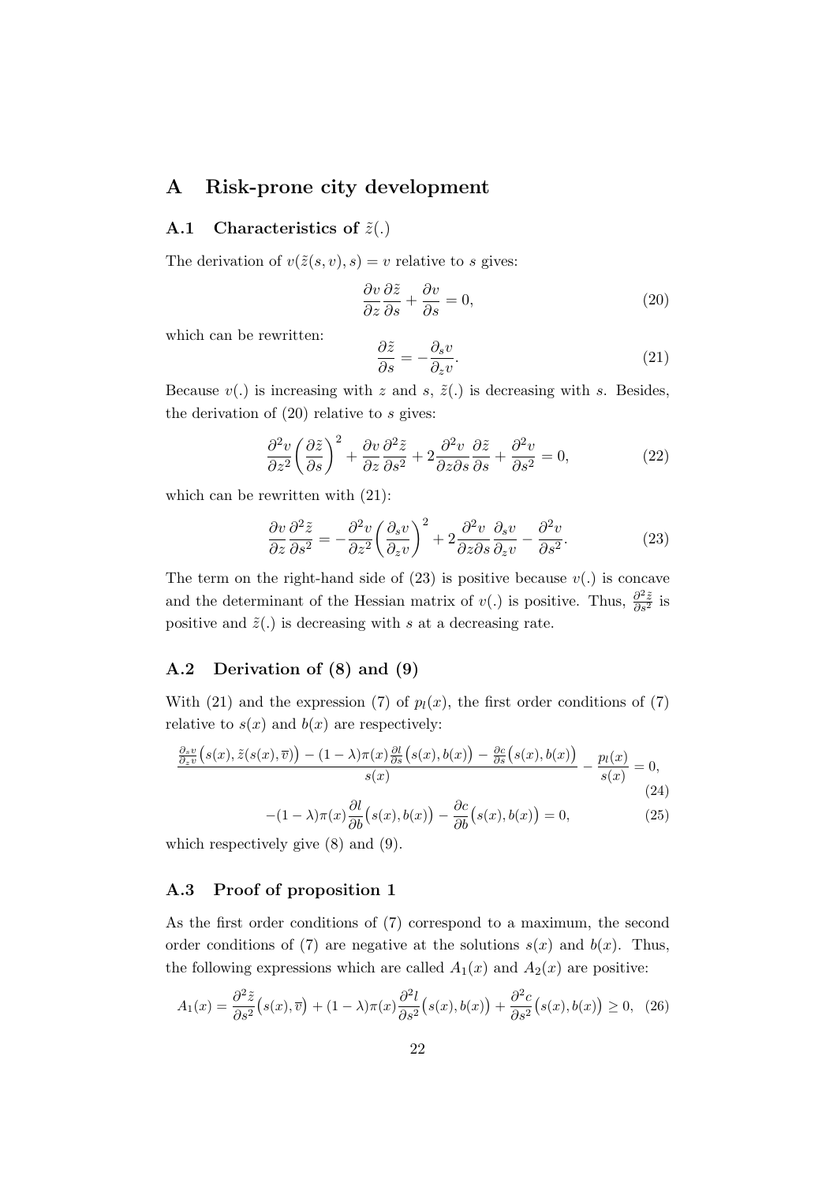# A Risk-prone city development

## A.1 Characteristics of $\tilde{z}(.)$

The derivation of $v(\tilde{z}(s,v),s) = v$ relative to $s$ gives:

$$\frac{\partial v}{\partial z}\frac{\partial \tilde{z}}{\partial s} + \frac{\partial v}{\partial s} = 0, \tag{20}$$

which can be rewritten:

$$\frac{\partial \tilde{z}}{\partial s} = -\frac{\partial_s v}{\partial_z v}. \tag{21}$$

Because $v(.)$ is increasing with $z$ and $s$, $\tilde{z}(.)$ is decreasing with $s$. Besides, the derivation of (20) relative to $s$ gives:

$$\frac{\partial^2 v}{\partial z^2}\left(\frac{\partial \tilde{z}}{\partial s}\right)^2 + \frac{\partial v}{\partial z}\frac{\partial^2 \tilde{z}}{\partial s^2} + 2\frac{\partial^2 v}{\partial z \partial s}\frac{\partial \tilde{z}}{\partial s} + \frac{\partial^2 v}{\partial s^2} = 0, \tag{22}$$

which can be rewritten with (21):

$$\frac{\partial v}{\partial z}\frac{\partial^2 \tilde{z}}{\partial s^2} = -\frac{\partial^2 v}{\partial z^2}\left(\frac{\partial_s v}{\partial_z v}\right)^2 + 2\frac{\partial^2 v}{\partial z \partial s}\frac{\partial_s v}{\partial_z v} - \frac{\partial^2 v}{\partial s^2}. \tag{23}$$

The term on the right-hand side of (23) is positive because $v(.)$ is concave and the determinant of the Hessian matrix of $v(.)$ is positive. Thus, $\frac{\partial^2 \tilde{z}}{\partial s^2}$ is positive and $\tilde{z}(.)$ is decreasing with $s$ at a decreasing rate.

## A.2 Derivation of (8) and (9)

With (21) and the expression (7) of $p_l(x)$, the first order conditions of (7) relative to $s(x)$ and $b(x)$ are respectively:

$$\frac{\frac{\partial_s v}{\partial_z v}\big(s(x), \tilde{z}(s(x), \overline{v})\big) - (1-\lambda)\pi(x)\frac{\partial l}{\partial s}\big(s(x), b(x)\big) - \frac{\partial c}{\partial s}\big(s(x), b(x)\big)}{s(x)} - \frac{p_l(x)}{s(x)} = 0, \tag{24}$$

$$-(1-\lambda)\pi(x)\frac{\partial l}{\partial b}\big(s(x), b(x)\big) - \frac{\partial c}{\partial b}\big(s(x), b(x)\big) = 0, \tag{25}$$

which respectively give (8) and (9).

## A.3 Proof of proposition 1

As the first order conditions of (7) correspond to a maximum, the second order conditions of (7) are negative at the solutions $s(x)$ and $b(x)$. Thus, the following expressions which are called $A_1(x)$ and $A_2(x)$ are positive:

$$A_1(x) = \frac{\partial^2 \tilde{z}}{\partial s^2}\big(s(x), \overline{v}\big) + (1-\lambda)\pi(x)\frac{\partial^2 l}{\partial s^2}\big(s(x), b(x)\big) + \frac{\partial^2 c}{\partial s^2}\big(s(x), b(x)\big) \geq 0, \tag{26}$$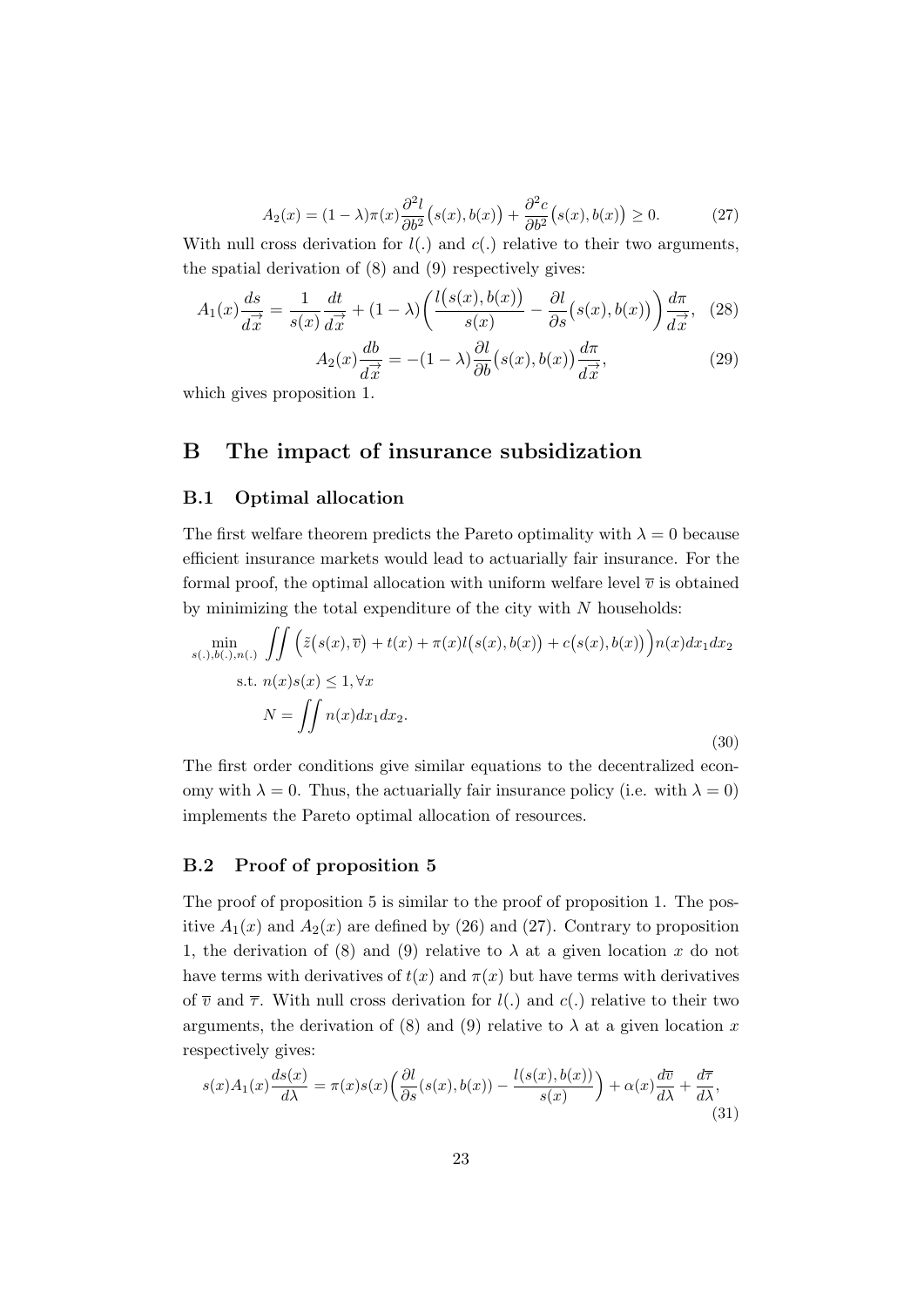$$A_2(x) = (1-\lambda)\pi(x)\frac{\partial^2 l}{\partial b^2}\big(s(x), b(x)\big) + \frac{\partial^2 c}{\partial b^2}\big(s(x), b(x)\big) \geq 0. \tag{27}$$

With null cross derivation for $l(.)$ and $c(.)$ relative to their two arguments, the spatial derivation of (8) and (9) respectively gives:

$$A_1(x)\frac{ds}{d\vec{x}} = \frac{1}{s(x)}\frac{dt}{d\vec{x}} + (1-\lambda)\left(\frac{l\big(s(x), b(x)\big)}{s(x)} - \frac{\partial l}{\partial s}\big(s(x), b(x)\big)\right)\frac{d\pi}{d\vec{x}}, \tag{28}$$

$$A_2(x)\frac{db}{d\vec{x}} = -(1-\lambda)\frac{\partial l}{\partial b}\big(s(x), b(x)\big)\frac{d\pi}{d\vec{x}}, \tag{29}$$

which gives proposition 1.

# B The impact of insurance subsidization

## B.1 Optimal allocation

The first welfare theorem predicts the Pareto optimality with $\lambda = 0$ because efficient insurance markets would lead to actuarially fair insurance. For the formal proof, the optimal allocation with uniform welfare level $\overline{v}$ is obtained by minimizing the total expenditure of the city with $N$ households:

$$\begin{aligned}
\min_{s(.), b(.), n(.)} & \iint \Big(\tilde{z}\big(s(x), \overline{v}\big) + t(x) + \pi(x) l\big(s(x), b(x)\big) + c\big(s(x), b(x)\big)\Big) n(x) dx_1 dx_2 \\
\text{s.t. } & n(x)s(x) \leq 1, \forall x \\
& N = \iint n(x) dx_1 dx_2.
\end{aligned} \tag{30}$$

The first order conditions give similar equations to the decentralized economy with $\lambda = 0$. Thus, the actuarially fair insurance policy (i.e. with $\lambda = 0$) implements the Pareto optimal allocation of resources.

## B.2 Proof of proposition 5

The proof of proposition 5 is similar to the proof of proposition 1. The positive $A_1(x)$ and $A_2(x)$ are defined by (26) and (27). Contrary to proposition 1, the derivation of (8) and (9) relative to $\lambda$ at a given location $x$ do not have terms with derivatives of $t(x)$ and $\pi(x)$ but have terms with derivatives of $\overline{v}$ and $\overline{\tau}$. With null cross derivation for $l(.)$ and $c(.)$ relative to their two arguments, the derivation of (8) and (9) relative to $\lambda$ at a given location $x$ respectively gives:

$$s(x)A_1(x)\frac{ds(x)}{d\lambda} = \pi(x)s(x)\Big(\frac{\partial l}{\partial s}(s(x), b(x)) - \frac{l(s(x), b(x))}{s(x)}\Big) + \alpha(x)\frac{d\overline{v}}{d\lambda} + \frac{d\overline{\tau}}{d\lambda}, \tag{31}$$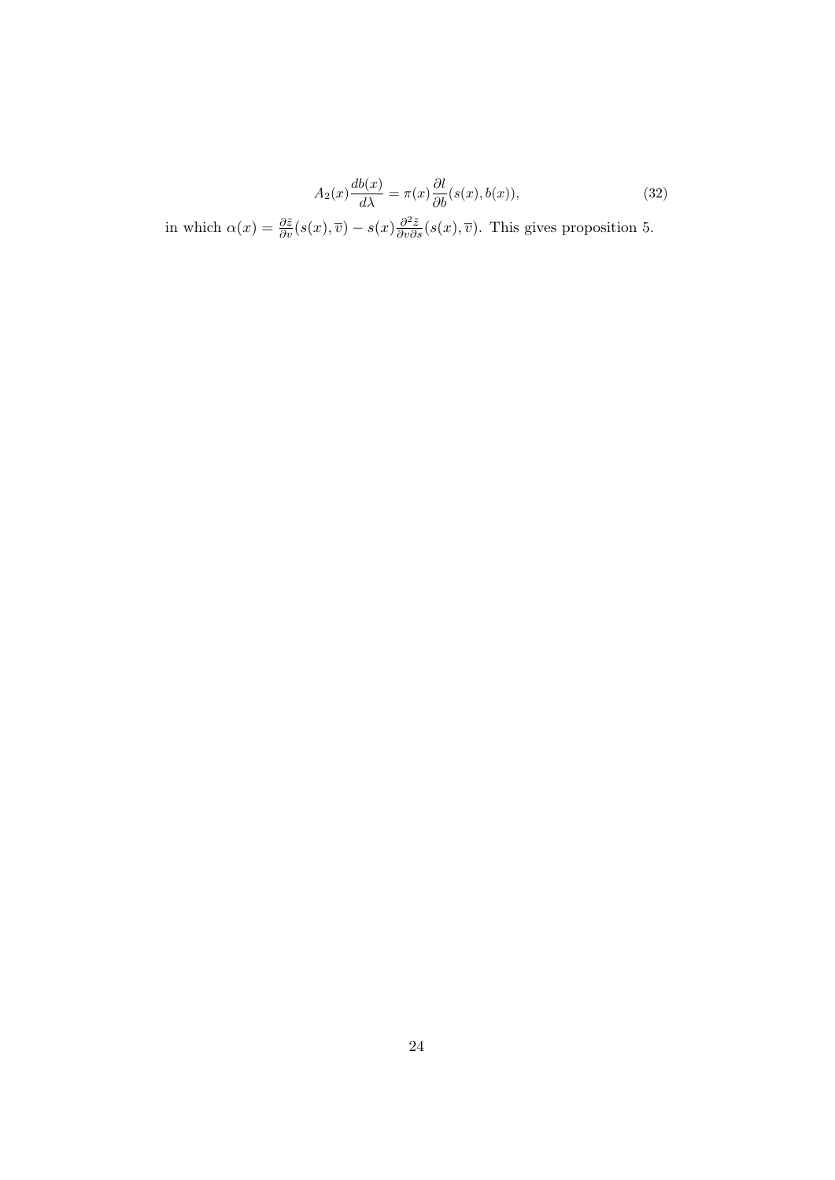$$A_2(x)\frac{db(x)}{d\lambda} = \pi(x)\frac{\partial l}{\partial b}(s(x), b(x)), \tag{32}$$

in which $\alpha(x) = \frac{\partial \tilde{z}}{\partial v}(s(x), \overline{v}) - s(x)\frac{\partial^2 \tilde{z}}{\partial v \partial s}(s(x), \overline{v})$. This gives proposition 5.